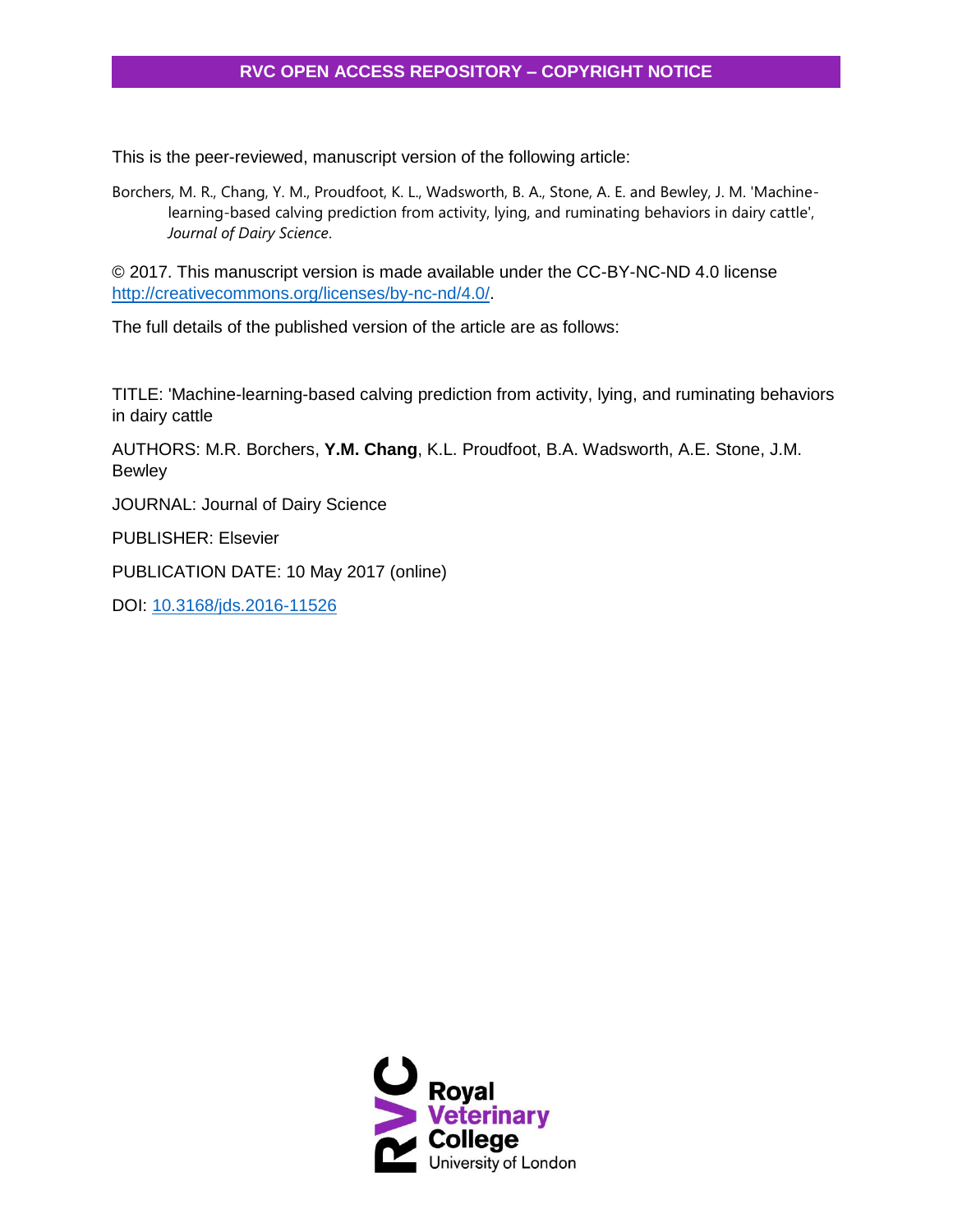## RVC OPEN ACCESS REPOSITORY – COPYRIGHT NOTICE

This is the peer-reviewed, manuscript version of the following article:

Borchers, M. R., Chang, Y. M., Proudfoot, K. L., Wadsworth, B. A., Stone, A. E. and Bewley, J. M. 'Machine-learning-based calving prediction from activity, lying, and ruminating behaviors in dairy cattle', *Journal of Dairy Science*.

© 2017. This manuscript version is made available under the CC-BY-NC-ND 4.0 license http://creativecommons.org/licenses/by-nc-nd/4.0/.

The full details of the published version of the article are as follows:

TITLE: 'Machine-learning-based calving prediction from activity, lying, and ruminating behaviors in dairy cattle

AUTHORS: M.R. Borchers, **Y.M. Chang**, K.L. Proudfoot, B.A. Wadsworth, A.E. Stone, J.M. Bewley

JOURNAL: Journal of Dairy Science

PUBLISHER: Elsevier

PUBLICATION DATE: 10 May 2017 (online)

DOI: 10.3168/jds.2016-11526

Royal Veterinary College
University of London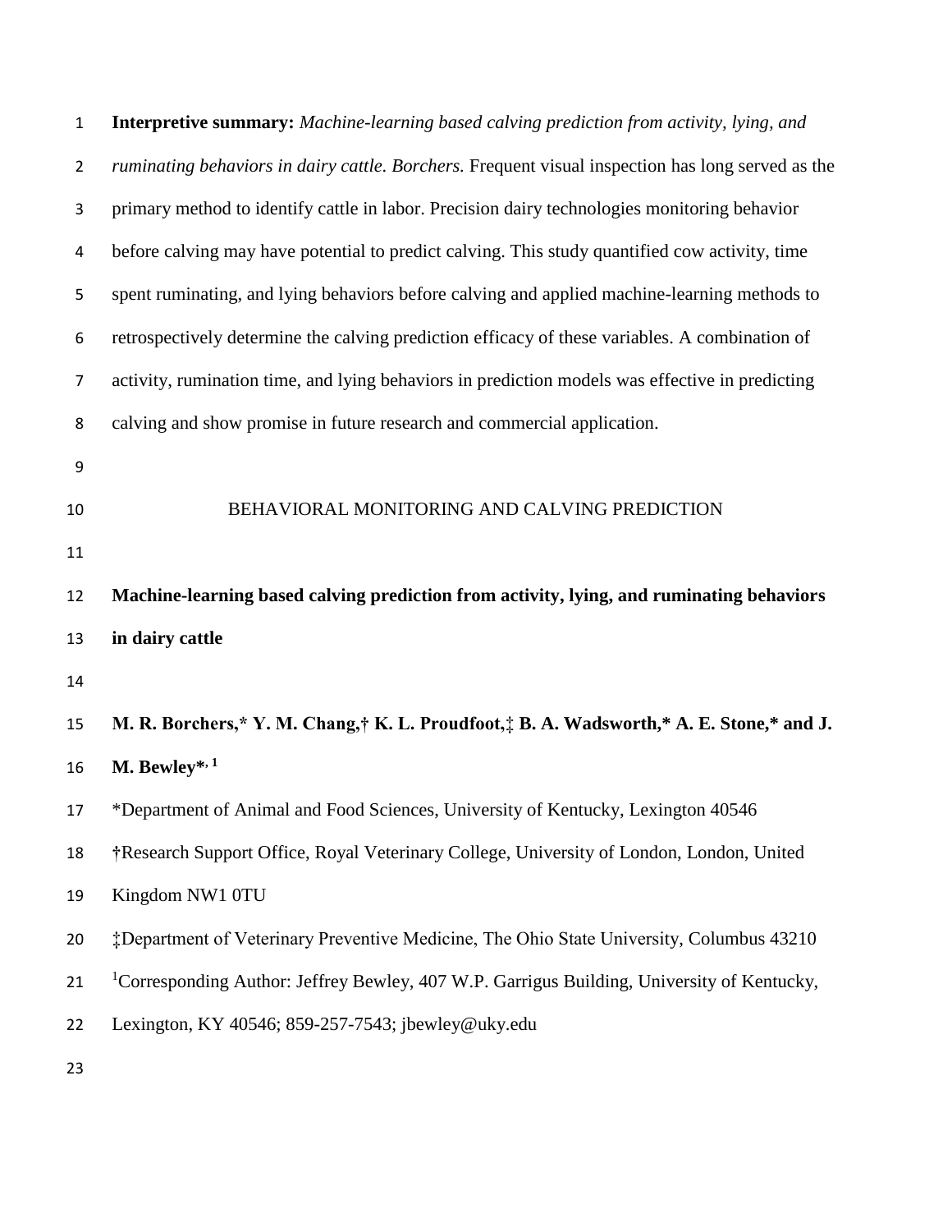**Interpretive summary:** *Machine-learning based calving prediction from activity, lying, and ruminating behaviors in dairy cattle. Borchers.* Frequent visual inspection has long served as the primary method to identify cattle in labor. Precision dairy technologies monitoring behavior before calving may have potential to predict calving. This study quantified cow activity, time spent ruminating, and lying behaviors before calving and applied machine-learning methods to retrospectively determine the calving prediction efficacy of these variables. A combination of activity, rumination time, and lying behaviors in prediction models was effective in predicting calving and show promise in future research and commercial application.

BEHAVIORAL MONITORING AND CALVING PREDICTION

# Machine-learning based calving prediction from activity, lying, and ruminating behaviors in dairy cattle

**M. R. Borchers,\* Y. M. Chang,† K. L. Proudfoot,‡ B. A. Wadsworth,\* A. E. Stone,\* and J. M. Bewley\*,[1]**

\*Department of Animal and Food Sciences, University of Kentucky, Lexington 40546

†Research Support Office, Royal Veterinary College, University of London, London, United Kingdom NW1 0TU

‡Department of Veterinary Preventive Medicine, The Ohio State University, Columbus 43210

[1]Corresponding Author: Jeffrey Bewley, 407 W.P. Garrigus Building, University of Kentucky, Lexington, KY 40546; 859-257-7543; jbewley@uky.edu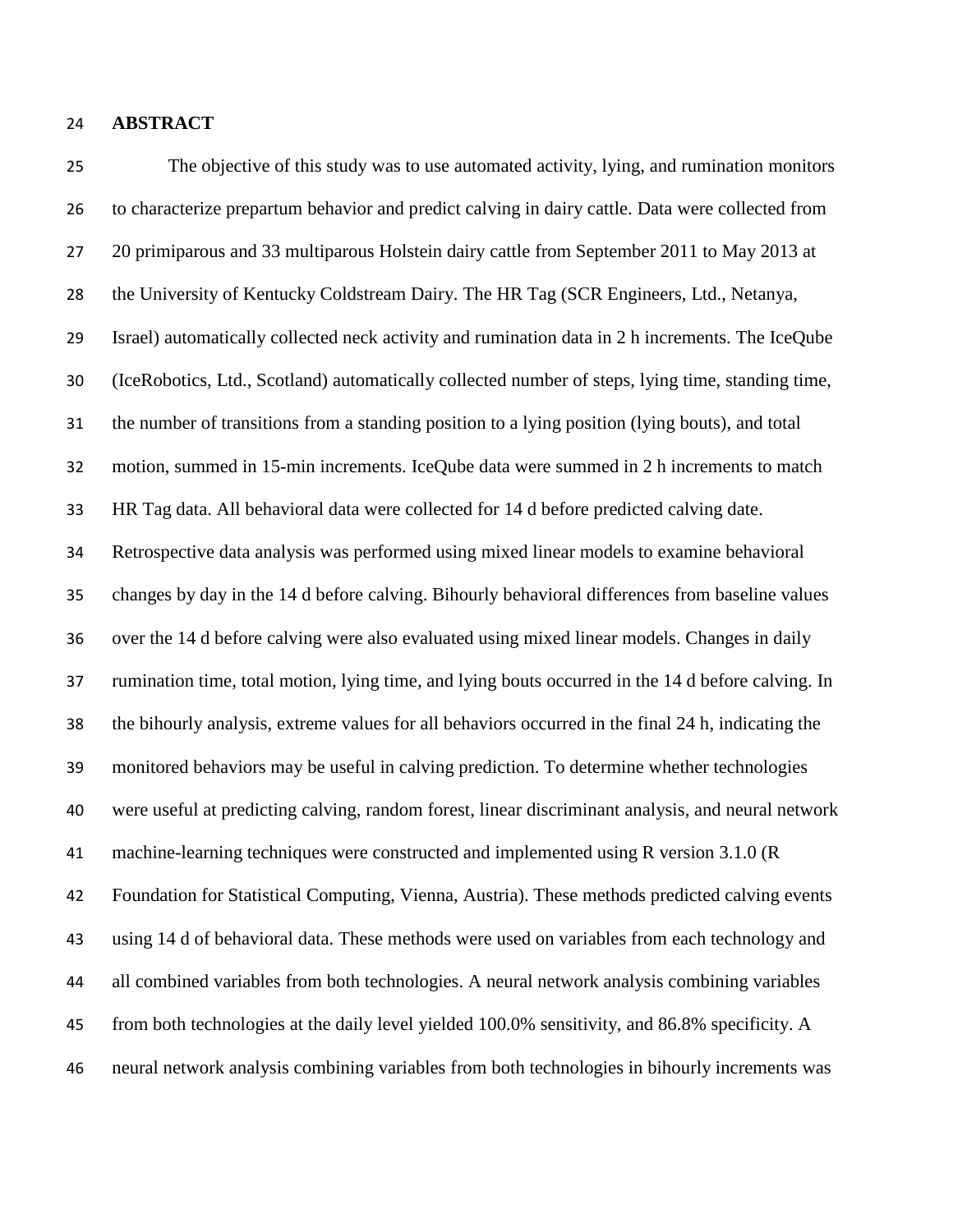## ABSTRACT

The objective of this study was to use automated activity, lying, and rumination monitors to characterize prepartum behavior and predict calving in dairy cattle. Data were collected from 20 primiparous and 33 multiparous Holstein dairy cattle from September 2011 to May 2013 at the University of Kentucky Coldstream Dairy. The HR Tag (SCR Engineers, Ltd., Netanya, Israel) automatically collected neck activity and rumination data in 2 h increments. The IceQube (IceRobotics, Ltd., Scotland) automatically collected number of steps, lying time, standing time, the number of transitions from a standing position to a lying position (lying bouts), and total motion, summed in 15-min increments. IceQube data were summed in 2 h increments to match HR Tag data. All behavioral data were collected for 14 d before predicted calving date. Retrospective data analysis was performed using mixed linear models to examine behavioral changes by day in the 14 d before calving. Bihourly behavioral differences from baseline values over the 14 d before calving were also evaluated using mixed linear models. Changes in daily rumination time, total motion, lying time, and lying bouts occurred in the 14 d before calving. In the bihourly analysis, extreme values for all behaviors occurred in the final 24 h, indicating the monitored behaviors may be useful in calving prediction. To determine whether technologies were useful at predicting calving, random forest, linear discriminant analysis, and neural network machine-learning techniques were constructed and implemented using R version 3.1.0 (R Foundation for Statistical Computing, Vienna, Austria). These methods predicted calving events using 14 d of behavioral data. These methods were used on variables from each technology and all combined variables from both technologies. A neural network analysis combining variables from both technologies at the daily level yielded 100.0% sensitivity, and 86.8% specificity. A neural network analysis combining variables from both technologies in bihourly increments was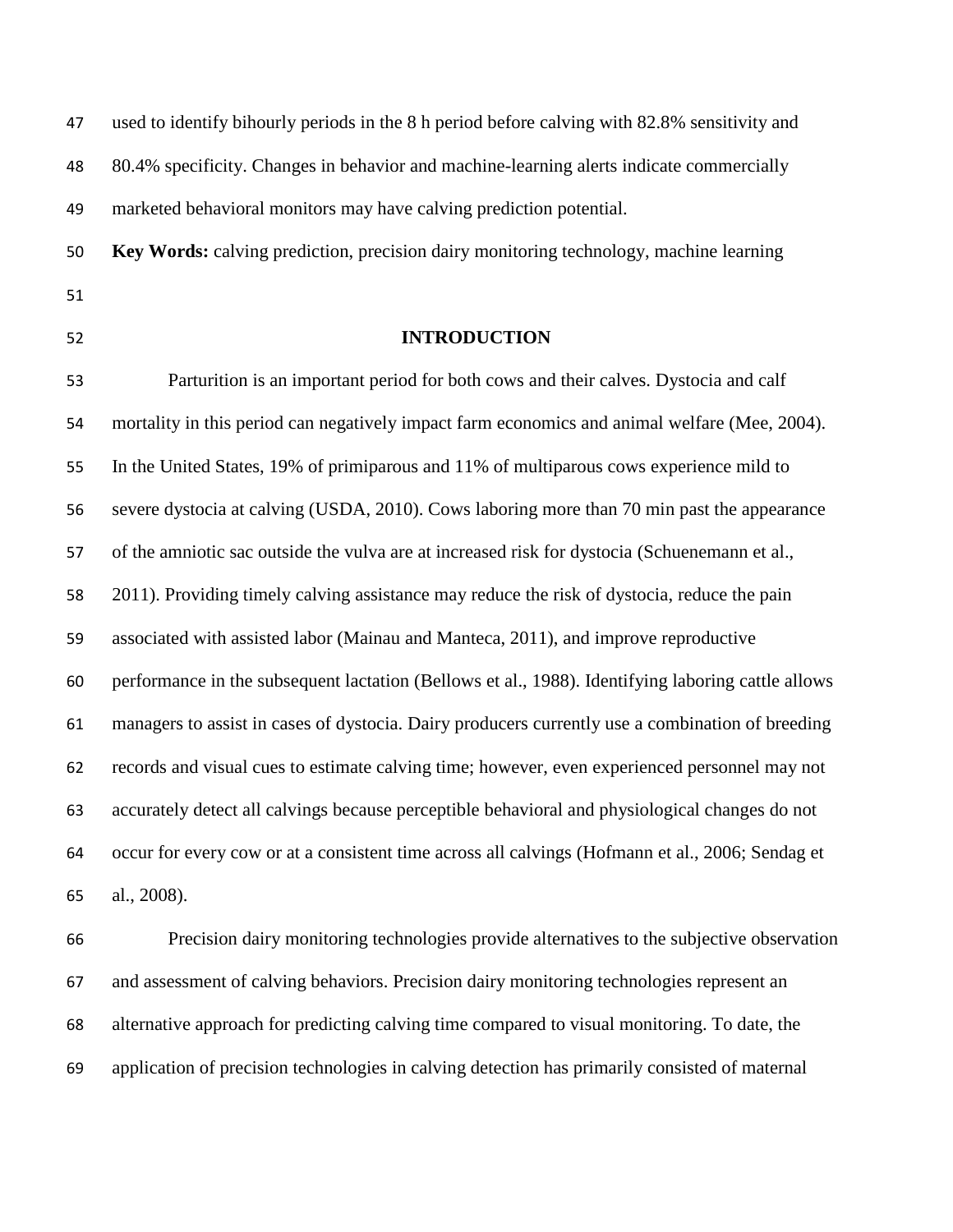used to identify bihourly periods in the 8 h period before calving with 82.8% sensitivity and 80.4% specificity. Changes in behavior and machine-learning alerts indicate commercially marketed behavioral monitors may have calving prediction potential.

**Key Words:** calving prediction, precision dairy monitoring technology, machine learning

## INTRODUCTION

Parturition is an important period for both cows and their calves. Dystocia and calf mortality in this period can negatively impact farm economics and animal welfare (Mee, 2004). In the United States, 19% of primiparous and 11% of multiparous cows experience mild to severe dystocia at calving (USDA, 2010). Cows laboring more than 70 min past the appearance of the amniotic sac outside the vulva are at increased risk for dystocia (Schuenemann et al., 2011). Providing timely calving assistance may reduce the risk of dystocia, reduce the pain associated with assisted labor (Mainau and Manteca, 2011), and improve reproductive performance in the subsequent lactation (Bellows et al., 1988). Identifying laboring cattle allows managers to assist in cases of dystocia. Dairy producers currently use a combination of breeding records and visual cues to estimate calving time; however, even experienced personnel may not accurately detect all calvings because perceptible behavioral and physiological changes do not occur for every cow or at a consistent time across all calvings (Hofmann et al., 2006; Sendag et al., 2008).

Precision dairy monitoring technologies provide alternatives to the subjective observation and assessment of calving behaviors. Precision dairy monitoring technologies represent an alternative approach for predicting calving time compared to visual monitoring. To date, the application of precision technologies in calving detection has primarily consisted of maternal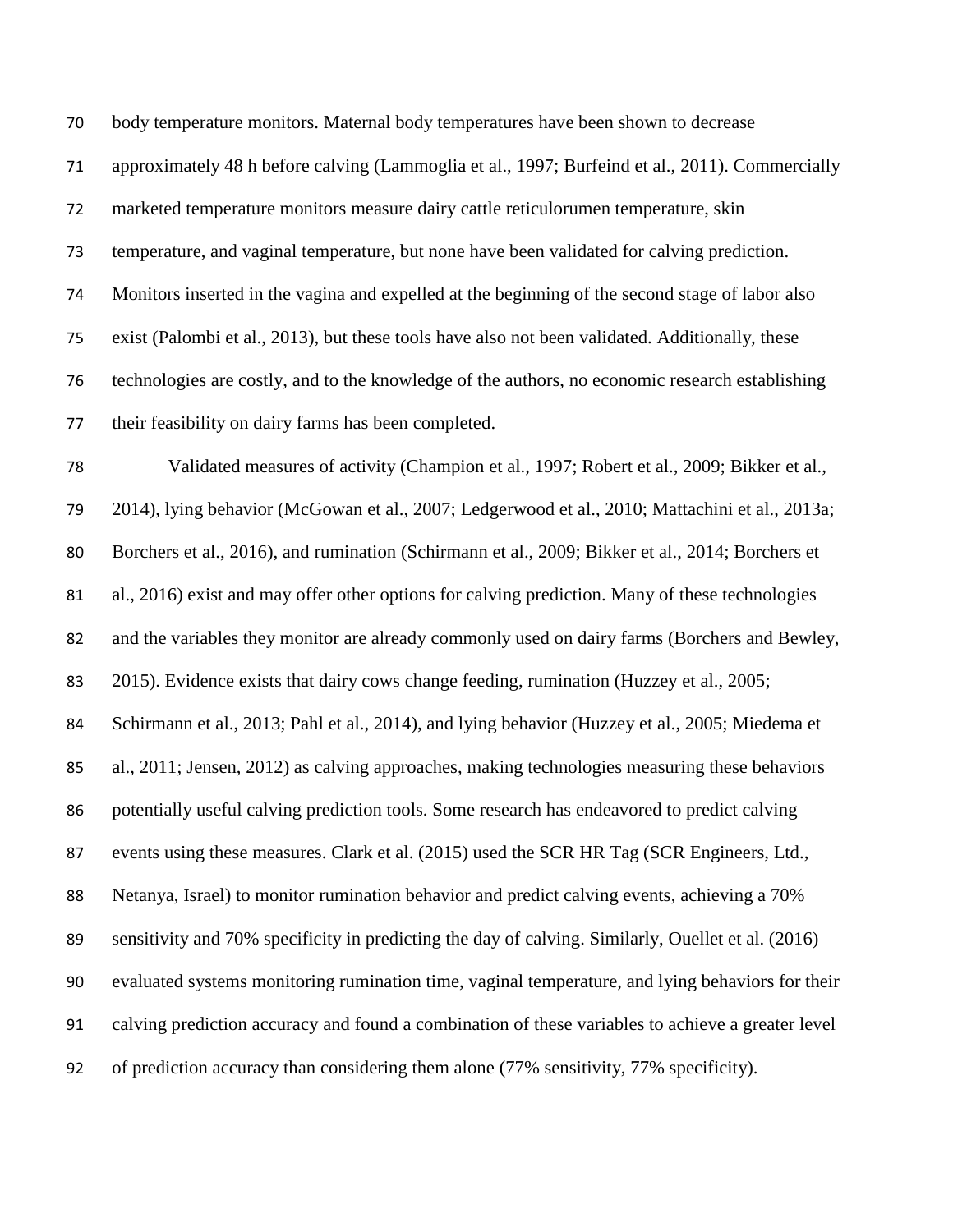body temperature monitors. Maternal body temperatures have been shown to decrease approximately 48 h before calving (Lammoglia et al., 1997; Burfeind et al., 2011). Commercially marketed temperature monitors measure dairy cattle reticulorumen temperature, skin temperature, and vaginal temperature, but none have been validated for calving prediction. Monitors inserted in the vagina and expelled at the beginning of the second stage of labor also exist (Palombi et al., 2013), but these tools have also not been validated. Additionally, these technologies are costly, and to the knowledge of the authors, no economic research establishing their feasibility on dairy farms has been completed.

Validated measures of activity (Champion et al., 1997; Robert et al., 2009; Bikker et al., 2014), lying behavior (McGowan et al., 2007; Ledgerwood et al., 2010; Mattachini et al., 2013a; Borchers et al., 2016), and rumination (Schirmann et al., 2009; Bikker et al., 2014; Borchers et al., 2016) exist and may offer other options for calving prediction. Many of these technologies and the variables they monitor are already commonly used on dairy farms (Borchers and Bewley, 2015). Evidence exists that dairy cows change feeding, rumination (Huzzey et al., 2005; Schirmann et al., 2013; Pahl et al., 2014), and lying behavior (Huzzey et al., 2005; Miedema et al., 2011; Jensen, 2012) as calving approaches, making technologies measuring these behaviors potentially useful calving prediction tools. Some research has endeavored to predict calving events using these measures. Clark et al. (2015) used the SCR HR Tag (SCR Engineers, Ltd., Netanya, Israel) to monitor rumination behavior and predict calving events, achieving a 70% sensitivity and 70% specificity in predicting the day of calving. Similarly, Ouellet et al. (2016) evaluated systems monitoring rumination time, vaginal temperature, and lying behaviors for their calving prediction accuracy and found a combination of these variables to achieve a greater level of prediction accuracy than considering them alone (77% sensitivity, 77% specificity).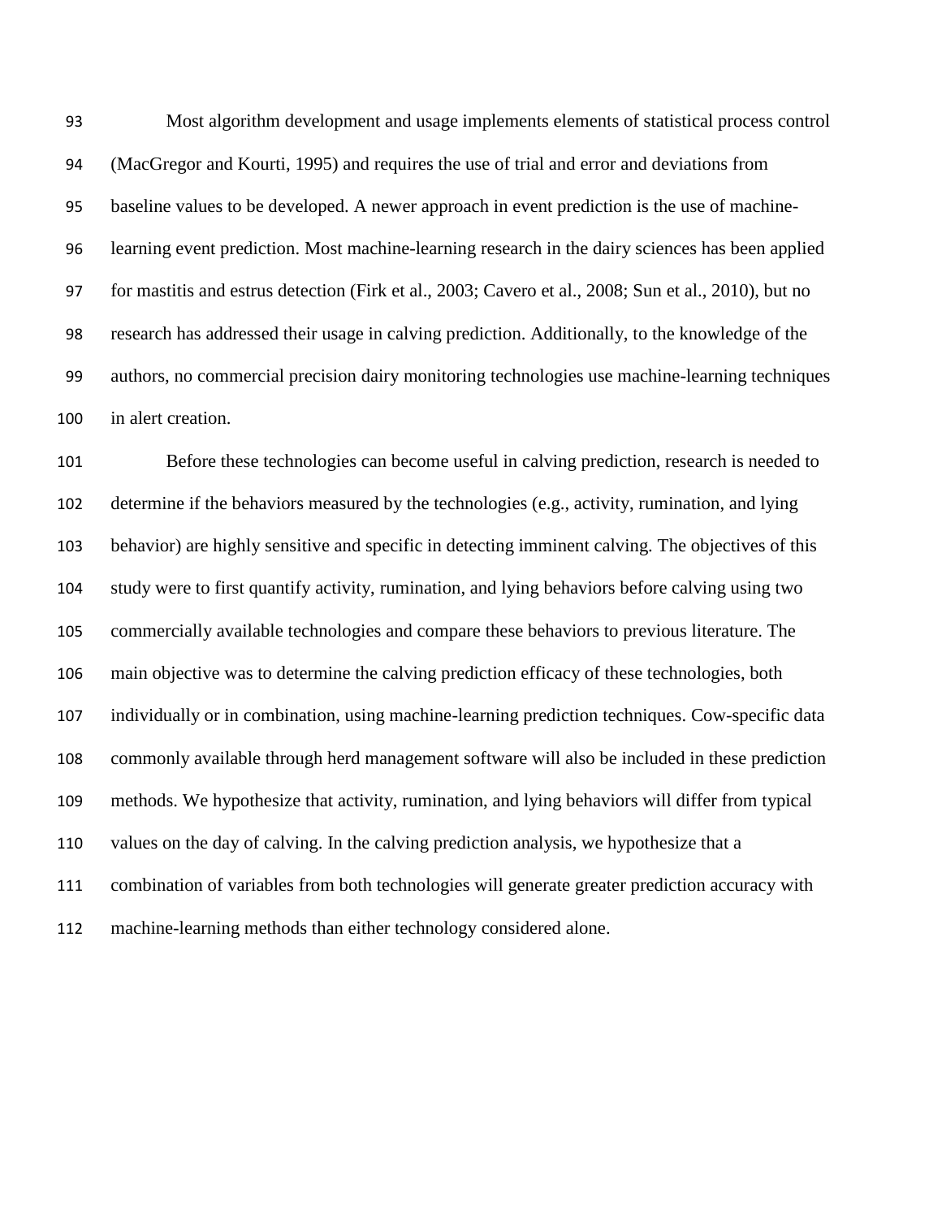Most algorithm development and usage implements elements of statistical process control (MacGregor and Kourti, 1995) and requires the use of trial and error and deviations from baseline values to be developed. A newer approach in event prediction is the use of machine-learning event prediction. Most machine-learning research in the dairy sciences has been applied for mastitis and estrus detection (Firk et al., 2003; Cavero et al., 2008; Sun et al., 2010), but no research has addressed their usage in calving prediction. Additionally, to the knowledge of the authors, no commercial precision dairy monitoring technologies use machine-learning techniques in alert creation.

Before these technologies can become useful in calving prediction, research is needed to determine if the behaviors measured by the technologies (e.g., activity, rumination, and lying behavior) are highly sensitive and specific in detecting imminent calving. The objectives of this study were to first quantify activity, rumination, and lying behaviors before calving using two commercially available technologies and compare these behaviors to previous literature. The main objective was to determine the calving prediction efficacy of these technologies, both individually or in combination, using machine-learning prediction techniques. Cow-specific data commonly available through herd management software will also be included in these prediction methods. We hypothesize that activity, rumination, and lying behaviors will differ from typical values on the day of calving. In the calving prediction analysis, we hypothesize that a combination of variables from both technologies will generate greater prediction accuracy with machine-learning methods than either technology considered alone.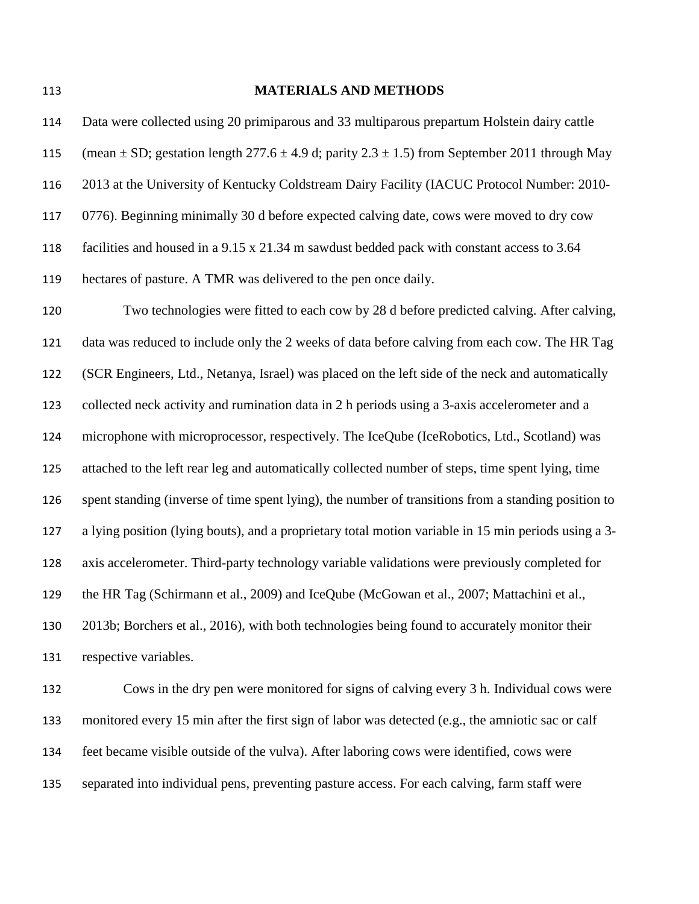## MATERIALS AND METHODS

Data were collected using 20 primiparous and 33 multiparous prepartum Holstein dairy cattle (mean ± SD; gestation length 277.6 ± 4.9 d; parity 2.3 ± 1.5) from September 2011 through May 2013 at the University of Kentucky Coldstream Dairy Facility (IACUC Protocol Number: 2010-0776). Beginning minimally 30 d before expected calving date, cows were moved to dry cow facilities and housed in a 9.15 x 21.34 m sawdust bedded pack with constant access to 3.64 hectares of pasture. A TMR was delivered to the pen once daily.

Two technologies were fitted to each cow by 28 d before predicted calving. After calving, data was reduced to include only the 2 weeks of data before calving from each cow. The HR Tag (SCR Engineers, Ltd., Netanya, Israel) was placed on the left side of the neck and automatically collected neck activity and rumination data in 2 h periods using a 3-axis accelerometer and a microphone with microprocessor, respectively. The IceQube (IceRobotics, Ltd., Scotland) was attached to the left rear leg and automatically collected number of steps, time spent lying, time spent standing (inverse of time spent lying), the number of transitions from a standing position to a lying position (lying bouts), and a proprietary total motion variable in 15 min periods using a 3-axis accelerometer. Third-party technology variable validations were previously completed for the HR Tag (Schirmann et al., 2009) and IceQube (McGowan et al., 2007; Mattachini et al., 2013b; Borchers et al., 2016), with both technologies being found to accurately monitor their respective variables.

Cows in the dry pen were monitored for signs of calving every 3 h. Individual cows were monitored every 15 min after the first sign of labor was detected (e.g., the amniotic sac or calf feet became visible outside of the vulva). After laboring cows were identified, cows were separated into individual pens, preventing pasture access. For each calving, farm staff were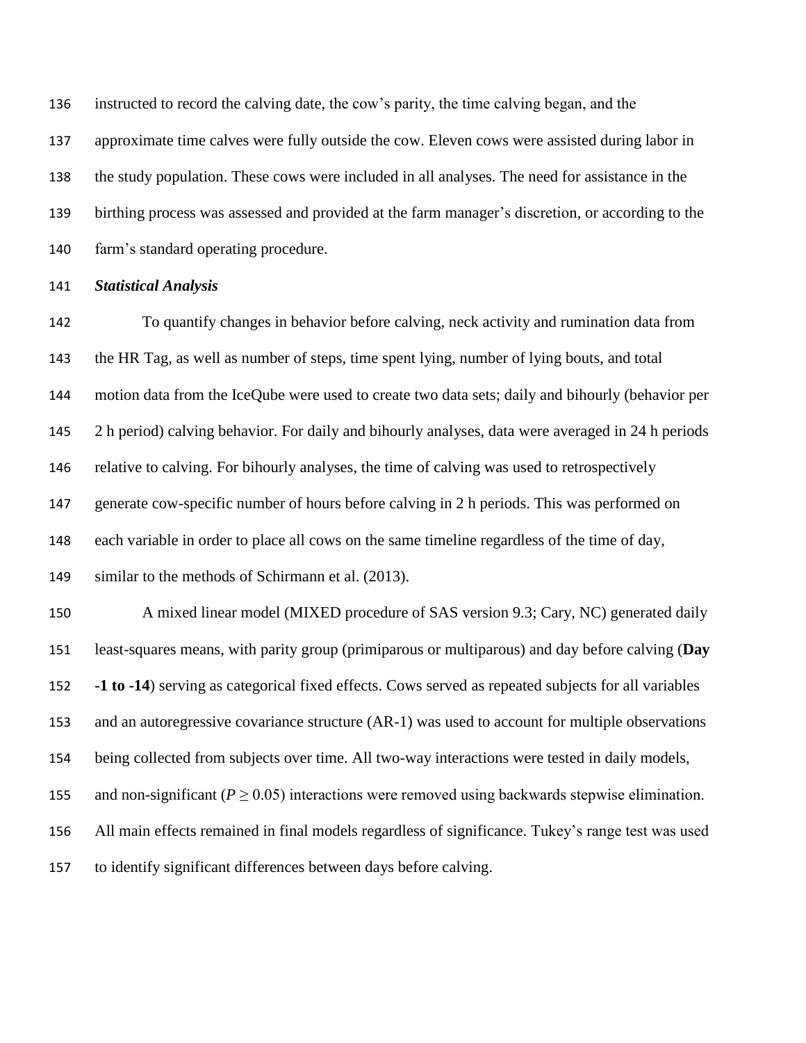instructed to record the calving date, the cow's parity, the time calving began, and the approximate time calves were fully outside the cow. Eleven cows were assisted during labor in the study population. These cows were included in all analyses. The need for assistance in the birthing process was assessed and provided at the farm manager's discretion, or according to the farm's standard operating procedure.

***Statistical Analysis***

To quantify changes in behavior before calving, neck activity and rumination data from the HR Tag, as well as number of steps, time spent lying, number of lying bouts, and total motion data from the IceQube were used to create two data sets; daily and bihourly (behavior per 2 h period) calving behavior. For daily and bihourly analyses, data were averaged in 24 h periods relative to calving. For bihourly analyses, the time of calving was used to retrospectively generate cow-specific number of hours before calving in 2 h periods. This was performed on each variable in order to place all cows on the same timeline regardless of the time of day, similar to the methods of Schirmann et al. (2013).

A mixed linear model (MIXED procedure of SAS version 9.3; Cary, NC) generated daily least-squares means, with parity group (primiparous or multiparous) and day before calving (**Day -1 to -14**) serving as categorical fixed effects. Cows served as repeated subjects for all variables and an autoregressive covariance structure (AR-1) was used to account for multiple observations being collected from subjects over time. All two-way interactions were tested in daily models, and non-significant ($P \geq 0.05$) interactions were removed using backwards stepwise elimination. All main effects remained in final models regardless of significance. Tukey's range test was used to identify significant differences between days before calving.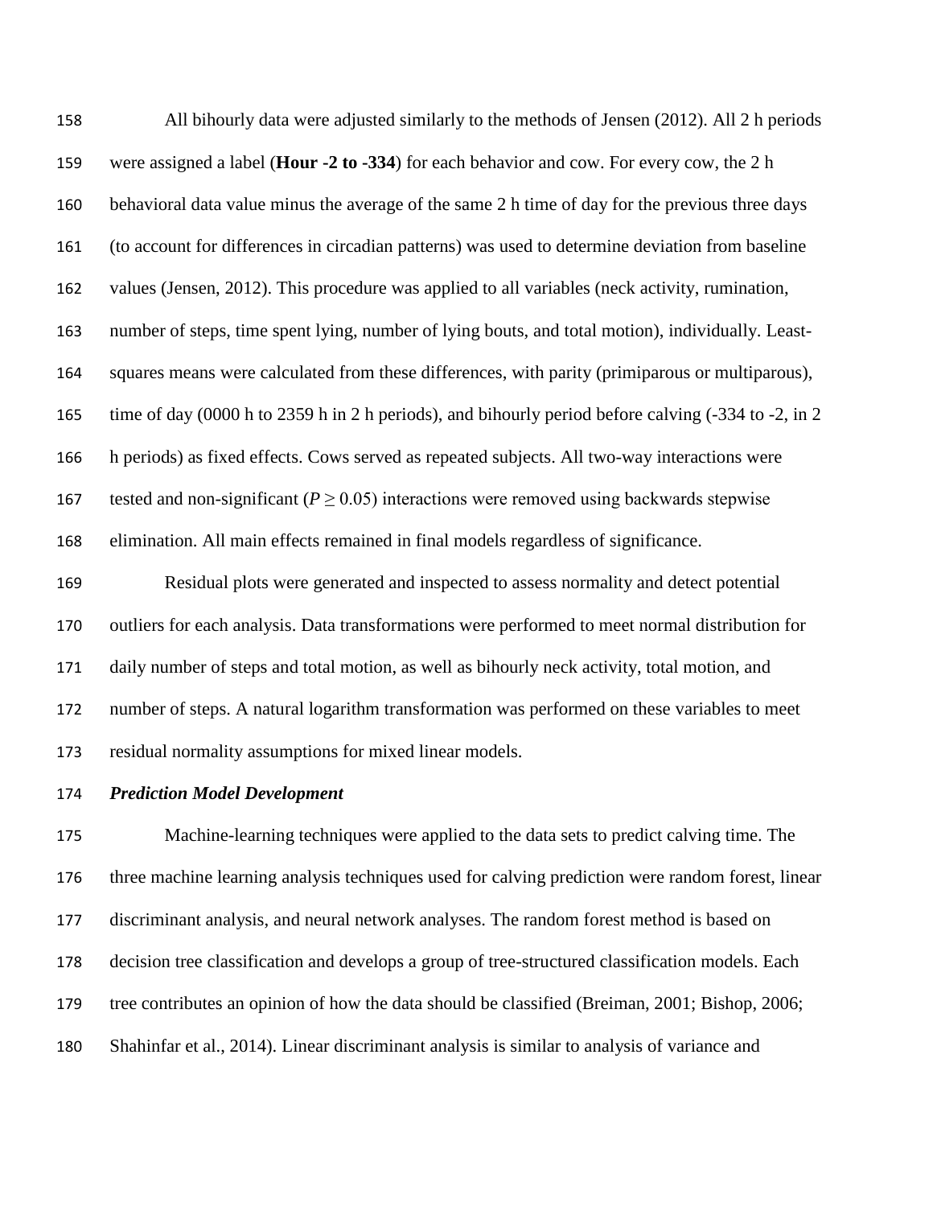All bihourly data were adjusted similarly to the methods of Jensen (2012). All 2 h periods were assigned a label (**Hour -2 to -334**) for each behavior and cow. For every cow, the 2 h behavioral data value minus the average of the same 2 h time of day for the previous three days (to account for differences in circadian patterns) was used to determine deviation from baseline values (Jensen, 2012). This procedure was applied to all variables (neck activity, rumination, number of steps, time spent lying, number of lying bouts, and total motion), individually. Least-squares means were calculated from these differences, with parity (primiparous or multiparous), time of day (0000 h to 2359 h in 2 h periods), and bihourly period before calving (-334 to -2, in 2 h periods) as fixed effects. Cows served as repeated subjects. All two-way interactions were tested and non-significant ($P \geq 0.05$) interactions were removed using backwards stepwise elimination. All main effects remained in final models regardless of significance.

Residual plots were generated and inspected to assess normality and detect potential outliers for each analysis. Data transformations were performed to meet normal distribution for daily number of steps and total motion, as well as bihourly neck activity, total motion, and number of steps. A natural logarithm transformation was performed on these variables to meet residual normality assumptions for mixed linear models.

***Prediction Model Development***

Machine-learning techniques were applied to the data sets to predict calving time. The three machine learning analysis techniques used for calving prediction were random forest, linear discriminant analysis, and neural network analyses. The random forest method is based on decision tree classification and develops a group of tree-structured classification models. Each tree contributes an opinion of how the data should be classified (Breiman, 2001; Bishop, 2006; Shahinfar et al., 2014). Linear discriminant analysis is similar to analysis of variance and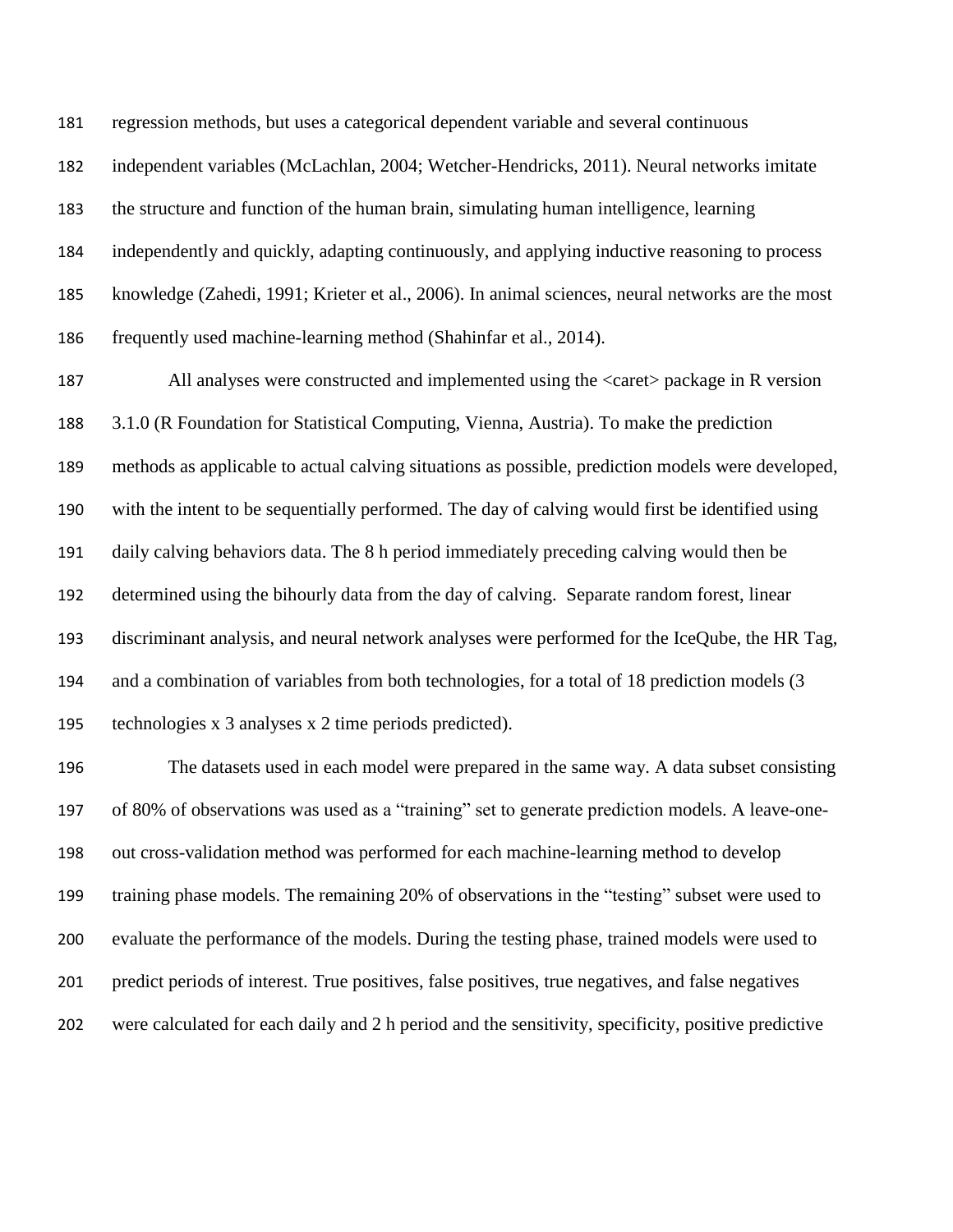regression methods, but uses a categorical dependent variable and several continuous independent variables (McLachlan, 2004; Wetcher-Hendricks, 2011). Neural networks imitate the structure and function of the human brain, simulating human intelligence, learning independently and quickly, adapting continuously, and applying inductive reasoning to process knowledge (Zahedi, 1991; Krieter et al., 2006). In animal sciences, neural networks are the most frequently used machine-learning method (Shahinfar et al., 2014).

All analyses were constructed and implemented using the <caret> package in R version 3.1.0 (R Foundation for Statistical Computing, Vienna, Austria). To make the prediction methods as applicable to actual calving situations as possible, prediction models were developed, with the intent to be sequentially performed. The day of calving would first be identified using daily calving behaviors data. The 8 h period immediately preceding calving would then be determined using the bihourly data from the day of calving. Separate random forest, linear discriminant analysis, and neural network analyses were performed for the IceQube, the HR Tag, and a combination of variables from both technologies, for a total of 18 prediction models (3 technologies x 3 analyses x 2 time periods predicted).

The datasets used in each model were prepared in the same way. A data subset consisting of 80% of observations was used as a "training" set to generate prediction models. A leave-one-out cross-validation method was performed for each machine-learning method to develop training phase models. The remaining 20% of observations in the "testing" subset were used to evaluate the performance of the models. During the testing phase, trained models were used to predict periods of interest. True positives, false positives, true negatives, and false negatives were calculated for each daily and 2 h period and the sensitivity, specificity, positive predictive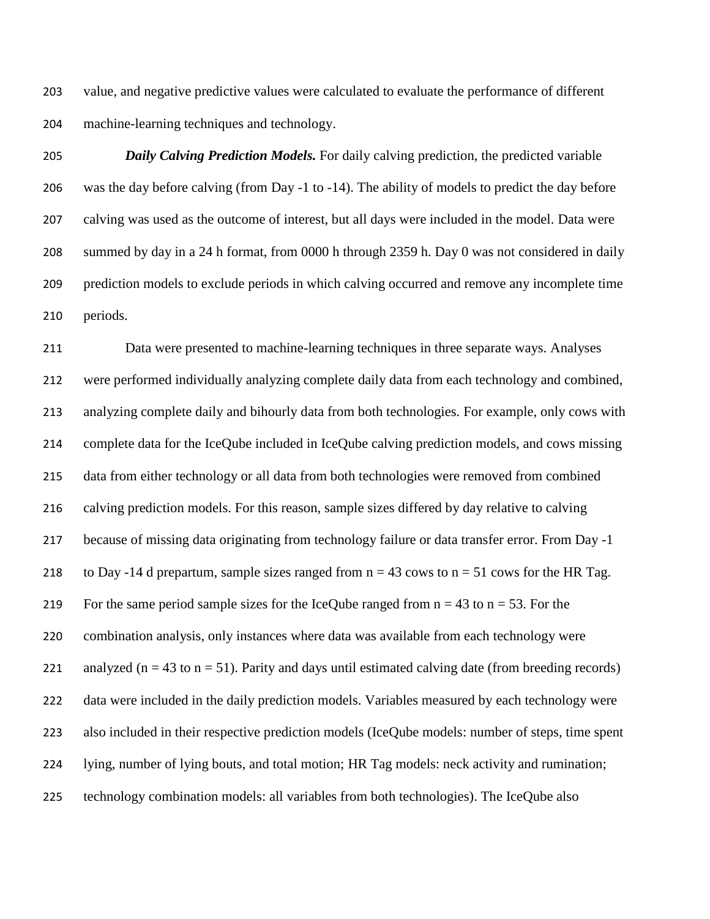value, and negative predictive values were calculated to evaluate the performance of different machine-learning techniques and technology.

***Daily Calving Prediction Models.*** For daily calving prediction, the predicted variable was the day before calving (from Day -1 to -14). The ability of models to predict the day before calving was used as the outcome of interest, but all days were included in the model. Data were summed by day in a 24 h format, from 0000 h through 2359 h. Day 0 was not considered in daily prediction models to exclude periods in which calving occurred and remove any incomplete time periods.

Data were presented to machine-learning techniques in three separate ways. Analyses were performed individually analyzing complete daily data from each technology and combined, analyzing complete daily and bihourly data from both technologies. For example, only cows with complete data for the IceQube included in IceQube calving prediction models, and cows missing data from either technology or all data from both technologies were removed from combined calving prediction models. For this reason, sample sizes differed by day relative to calving because of missing data originating from technology failure or data transfer error. From Day -1 to Day -14 d prepartum, sample sizes ranged from n = 43 cows to n = 51 cows for the HR Tag. For the same period sample sizes for the IceQube ranged from n = 43 to n = 53. For the combination analysis, only instances where data was available from each technology were analyzed (n = 43 to n = 51). Parity and days until estimated calving date (from breeding records) data were included in the daily prediction models. Variables measured by each technology were also included in their respective prediction models (IceQube models: number of steps, time spent lying, number of lying bouts, and total motion; HR Tag models: neck activity and rumination; technology combination models: all variables from both technologies). The IceQube also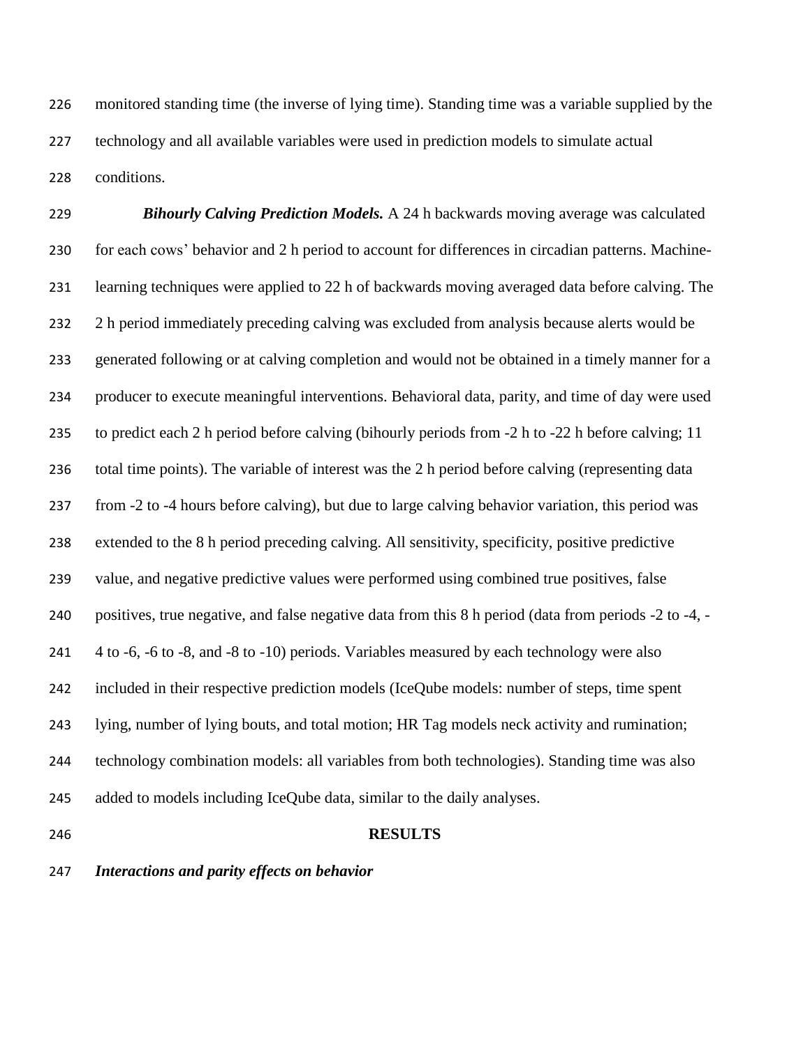monitored standing time (the inverse of lying time). Standing time was a variable supplied by the technology and all available variables were used in prediction models to simulate actual conditions.

***Bihourly Calving Prediction Models.*** A 24 h backwards moving average was calculated for each cows' behavior and 2 h period to account for differences in circadian patterns. Machine-learning techniques were applied to 22 h of backwards moving averaged data before calving. The 2 h period immediately preceding calving was excluded from analysis because alerts would be generated following or at calving completion and would not be obtained in a timely manner for a producer to execute meaningful interventions. Behavioral data, parity, and time of day were used to predict each 2 h period before calving (bihourly periods from -2 h to -22 h before calving; 11 total time points). The variable of interest was the 2 h period before calving (representing data from -2 to -4 hours before calving), but due to large calving behavior variation, this period was extended to the 8 h period preceding calving. All sensitivity, specificity, positive predictive value, and negative predictive values were performed using combined true positives, false positives, true negative, and false negative data from this 8 h period (data from periods -2 to -4, -4 to -6, -6 to -8, and -8 to -10) periods. Variables measured by each technology were also included in their respective prediction models (IceQube models: number of steps, time spent lying, number of lying bouts, and total motion; HR Tag models neck activity and rumination; technology combination models: all variables from both technologies). Standing time was also added to models including IceQube data, similar to the daily analyses.

## RESULTS

***Interactions and parity effects on behavior***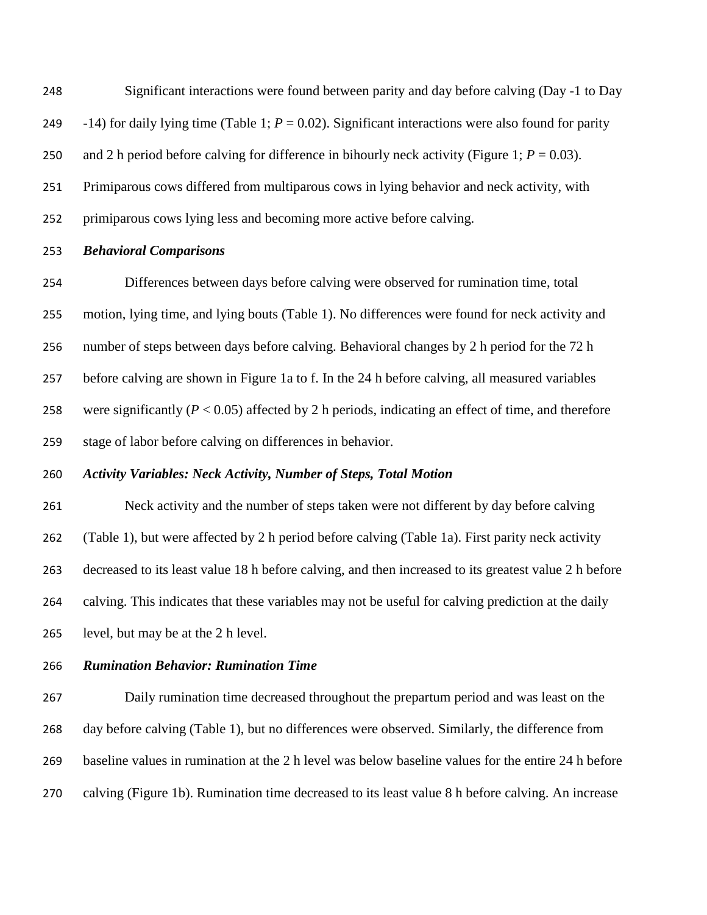Significant interactions were found between parity and day before calving (Day -1 to Day -14) for daily lying time (Table 1; $P = 0.02$). Significant interactions were also found for parity and 2 h period before calving for difference in bihourly neck activity (Figure 1; $P = 0.03$). Primiparous cows differed from multiparous cows in lying behavior and neck activity, with primiparous cows lying less and becoming more active before calving.

***Behavioral Comparisons***

Differences between days before calving were observed for rumination time, total motion, lying time, and lying bouts (Table 1). No differences were found for neck activity and number of steps between days before calving. Behavioral changes by 2 h period for the 72 h before calving are shown in Figure 1a to f. In the 24 h before calving, all measured variables were significantly ($P < 0.05$) affected by 2 h periods, indicating an effect of time, and therefore stage of labor before calving on differences in behavior.

***Activity Variables: Neck Activity, Number of Steps, Total Motion***

Neck activity and the number of steps taken were not different by day before calving (Table 1), but were affected by 2 h period before calving (Table 1a). First parity neck activity decreased to its least value 18 h before calving, and then increased to its greatest value 2 h before calving. This indicates that these variables may not be useful for calving prediction at the daily level, but may be at the 2 h level.

***Rumination Behavior: Rumination Time***

Daily rumination time decreased throughout the prepartum period and was least on the day before calving (Table 1), but no differences were observed. Similarly, the difference from baseline values in rumination at the 2 h level was below baseline values for the entire 24 h before calving (Figure 1b). Rumination time decreased to its least value 8 h before calving. An increase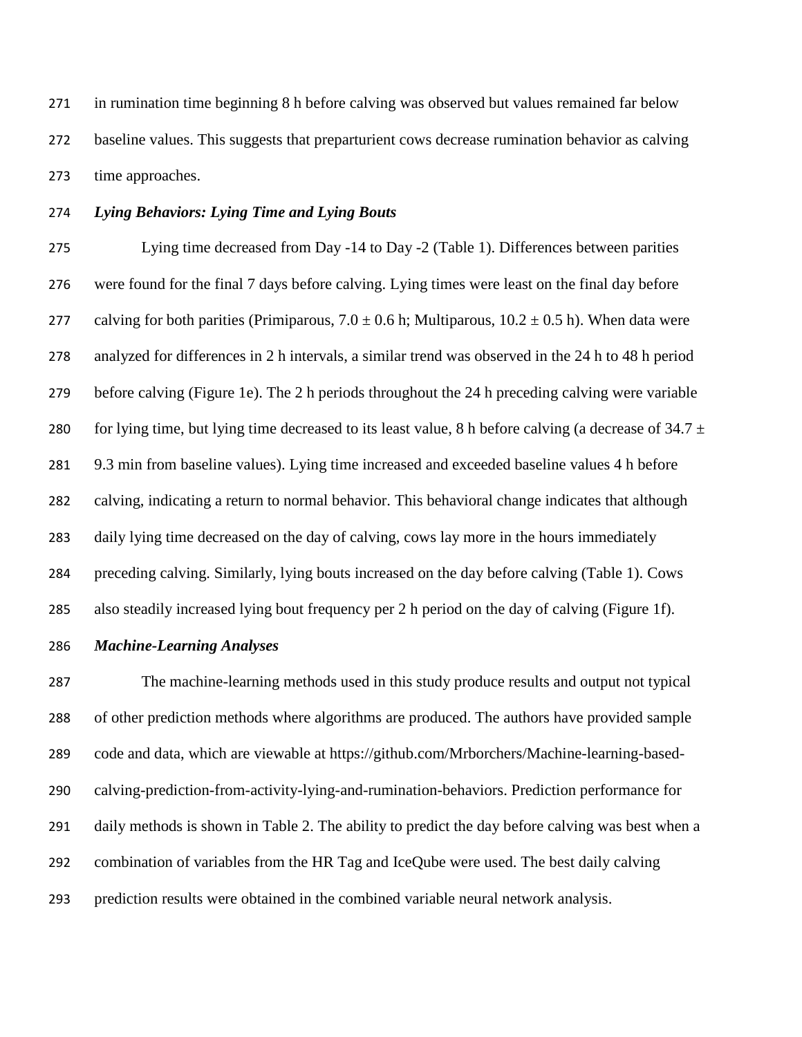in rumination time beginning 8 h before calving was observed but values remained far below baseline values. This suggests that preparturient cows decrease rumination behavior as calving time approaches.

***Lying Behaviors: Lying Time and Lying Bouts***

Lying time decreased from Day -14 to Day -2 (Table 1). Differences between parities were found for the final 7 days before calving. Lying times were least on the final day before calving for both parities (Primiparous, $7.0 \pm 0.6$ h; Multiparous, $10.2 \pm 0.5$ h). When data were analyzed for differences in 2 h intervals, a similar trend was observed in the 24 h to 48 h period before calving (Figure 1e). The 2 h periods throughout the 24 h preceding calving were variable for lying time, but lying time decreased to its least value, 8 h before calving (a decrease of $34.7 \pm 9.3$ min from baseline values). Lying time increased and exceeded baseline values 4 h before calving, indicating a return to normal behavior. This behavioral change indicates that although daily lying time decreased on the day of calving, cows lay more in the hours immediately preceding calving. Similarly, lying bouts increased on the day before calving (Table 1). Cows also steadily increased lying bout frequency per 2 h period on the day of calving (Figure 1f).

***Machine-Learning Analyses***

The machine-learning methods used in this study produce results and output not typical of other prediction methods where algorithms are produced. The authors have provided sample code and data, which are viewable at https://github.com/Mrborchers/Machine-learning-based-calving-prediction-from-activity-lying-and-rumination-behaviors. Prediction performance for daily methods is shown in Table 2. The ability to predict the day before calving was best when a combination of variables from the HR Tag and IceQube were used. The best daily calving prediction results were obtained in the combined variable neural network analysis.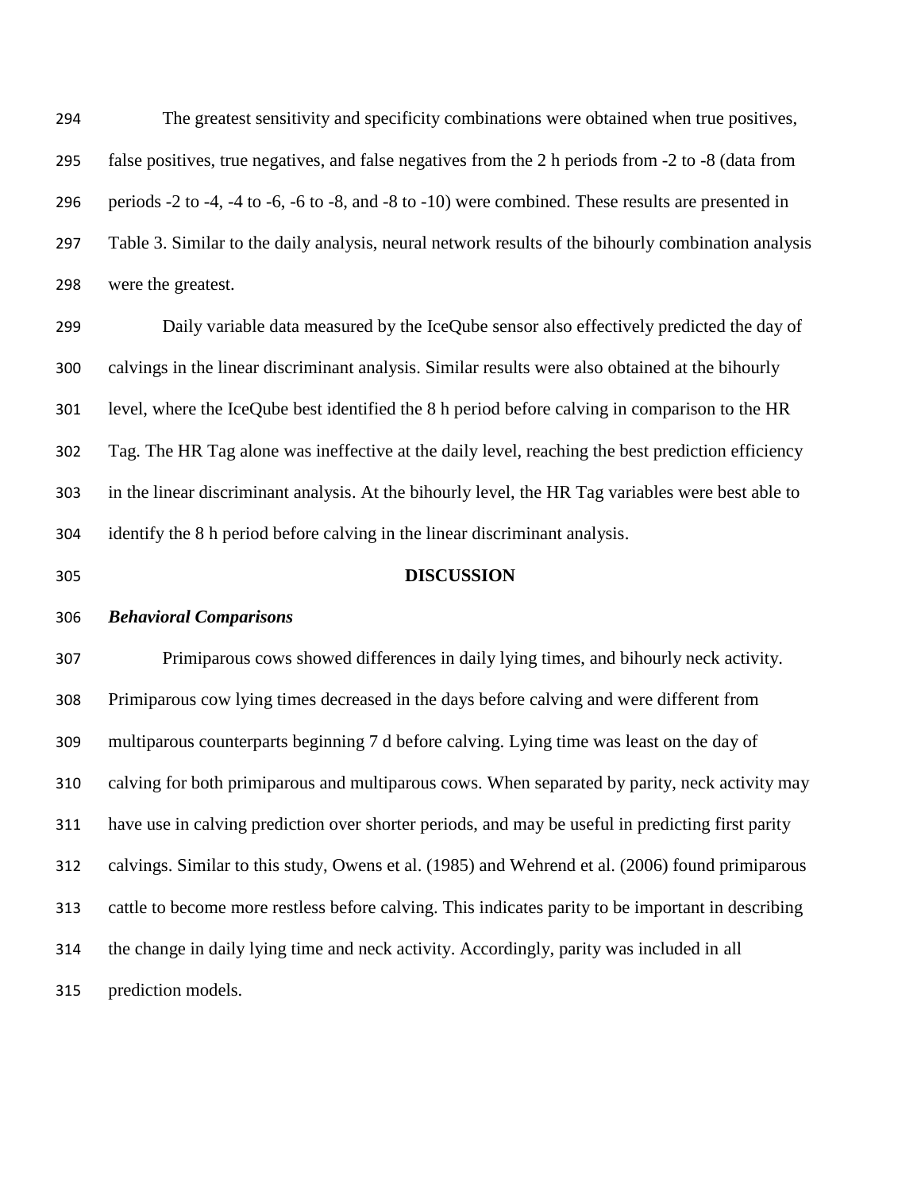The greatest sensitivity and specificity combinations were obtained when true positives, false positives, true negatives, and false negatives from the 2 h periods from -2 to -8 (data from periods -2 to -4, -4 to -6, -6 to -8, and -8 to -10) were combined. These results are presented in Table 3. Similar to the daily analysis, neural network results of the bihourly combination analysis were the greatest.

Daily variable data measured by the IceQube sensor also effectively predicted the day of calvings in the linear discriminant analysis. Similar results were also obtained at the bihourly level, where the IceQube best identified the 8 h period before calving in comparison to the HR Tag. The HR Tag alone was ineffective at the daily level, reaching the best prediction efficiency in the linear discriminant analysis. At the bihourly level, the HR Tag variables were best able to identify the 8 h period before calving in the linear discriminant analysis.

## DISCUSSION

### *Behavioral Comparisons*

Primiparous cows showed differences in daily lying times, and bihourly neck activity. Primiparous cow lying times decreased in the days before calving and were different from multiparous counterparts beginning 7 d before calving. Lying time was least on the day of calving for both primiparous and multiparous cows. When separated by parity, neck activity may have use in calving prediction over shorter periods, and may be useful in predicting first parity calvings. Similar to this study, Owens et al. (1985) and Wehrend et al. (2006) found primiparous cattle to become more restless before calving. This indicates parity to be important in describing the change in daily lying time and neck activity. Accordingly, parity was included in all prediction models.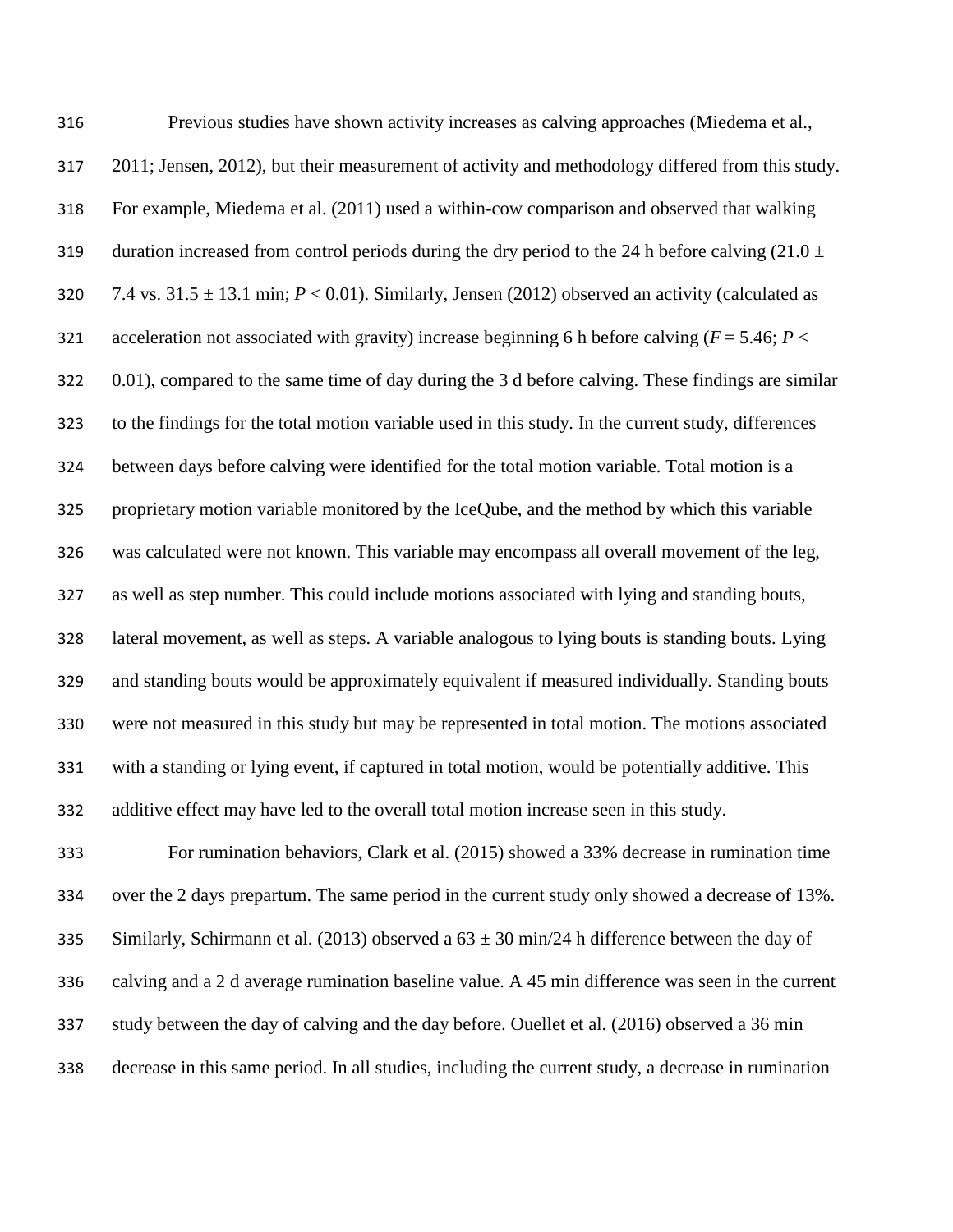Previous studies have shown activity increases as calving approaches (Miedema et al., 2011; Jensen, 2012), but their measurement of activity and methodology differed from this study. For example, Miedema et al. (2011) used a within-cow comparison and observed that walking duration increased from control periods during the dry period to the 24 h before calving (21.0 ± 7.4 vs. 31.5 ± 13.1 min; $P < 0.01$). Similarly, Jensen (2012) observed an activity (calculated as acceleration not associated with gravity) increase beginning 6 h before calving ($F = 5.46$; $P < 0.01$), compared to the same time of day during the 3 d before calving. These findings are similar to the findings for the total motion variable used in this study. In the current study, differences between days before calving were identified for the total motion variable. Total motion is a proprietary motion variable monitored by the IceQube, and the method by which this variable was calculated were not known. This variable may encompass all overall movement of the leg, as well as step number. This could include motions associated with lying and standing bouts, lateral movement, as well as steps. A variable analogous to lying bouts is standing bouts. Lying and standing bouts would be approximately equivalent if measured individually. Standing bouts were not measured in this study but may be represented in total motion. The motions associated with a standing or lying event, if captured in total motion, would be potentially additive. This additive effect may have led to the overall total motion increase seen in this study.

For rumination behaviors, Clark et al. (2015) showed a 33% decrease in rumination time over the 2 days prepartum. The same period in the current study only showed a decrease of 13%. Similarly, Schirmann et al. (2013) observed a 63 ± 30 min/24 h difference between the day of calving and a 2 d average rumination baseline value. A 45 min difference was seen in the current study between the day of calving and the day before. Ouellet et al. (2016) observed a 36 min decrease in this same period. In all studies, including the current study, a decrease in rumination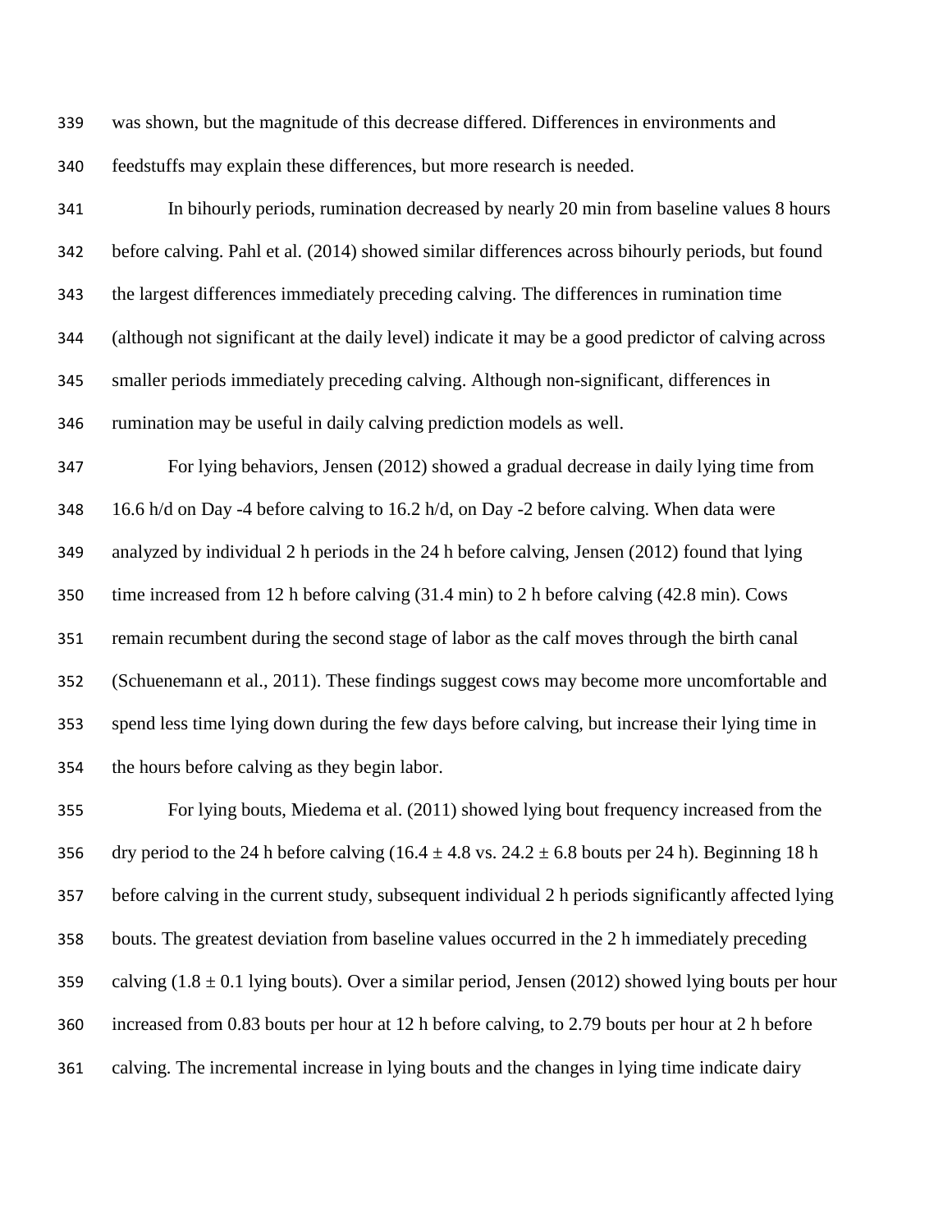was shown, but the magnitude of this decrease differed. Differences in environments and feedstuffs may explain these differences, but more research is needed.

In bihourly periods, rumination decreased by nearly 20 min from baseline values 8 hours before calving. Pahl et al. (2014) showed similar differences across bihourly periods, but found the largest differences immediately preceding calving. The differences in rumination time (although not significant at the daily level) indicate it may be a good predictor of calving across smaller periods immediately preceding calving. Although non-significant, differences in rumination may be useful in daily calving prediction models as well.

For lying behaviors, Jensen (2012) showed a gradual decrease in daily lying time from 16.6 h/d on Day -4 before calving to 16.2 h/d, on Day -2 before calving. When data were analyzed by individual 2 h periods in the 24 h before calving, Jensen (2012) found that lying time increased from 12 h before calving (31.4 min) to 2 h before calving (42.8 min). Cows remain recumbent during the second stage of labor as the calf moves through the birth canal (Schuenemann et al., 2011). These findings suggest cows may become more uncomfortable and spend less time lying down during the few days before calving, but increase their lying time in the hours before calving as they begin labor.

For lying bouts, Miedema et al. (2011) showed lying bout frequency increased from the dry period to the 24 h before calving ($16.4 \pm 4.8$ vs. $24.2 \pm 6.8$ bouts per 24 h). Beginning 18 h before calving in the current study, subsequent individual 2 h periods significantly affected lying bouts. The greatest deviation from baseline values occurred in the 2 h immediately preceding calving ($1.8 \pm 0.1$ lying bouts). Over a similar period, Jensen (2012) showed lying bouts per hour increased from 0.83 bouts per hour at 12 h before calving, to 2.79 bouts per hour at 2 h before calving. The incremental increase in lying bouts and the changes in lying time indicate dairy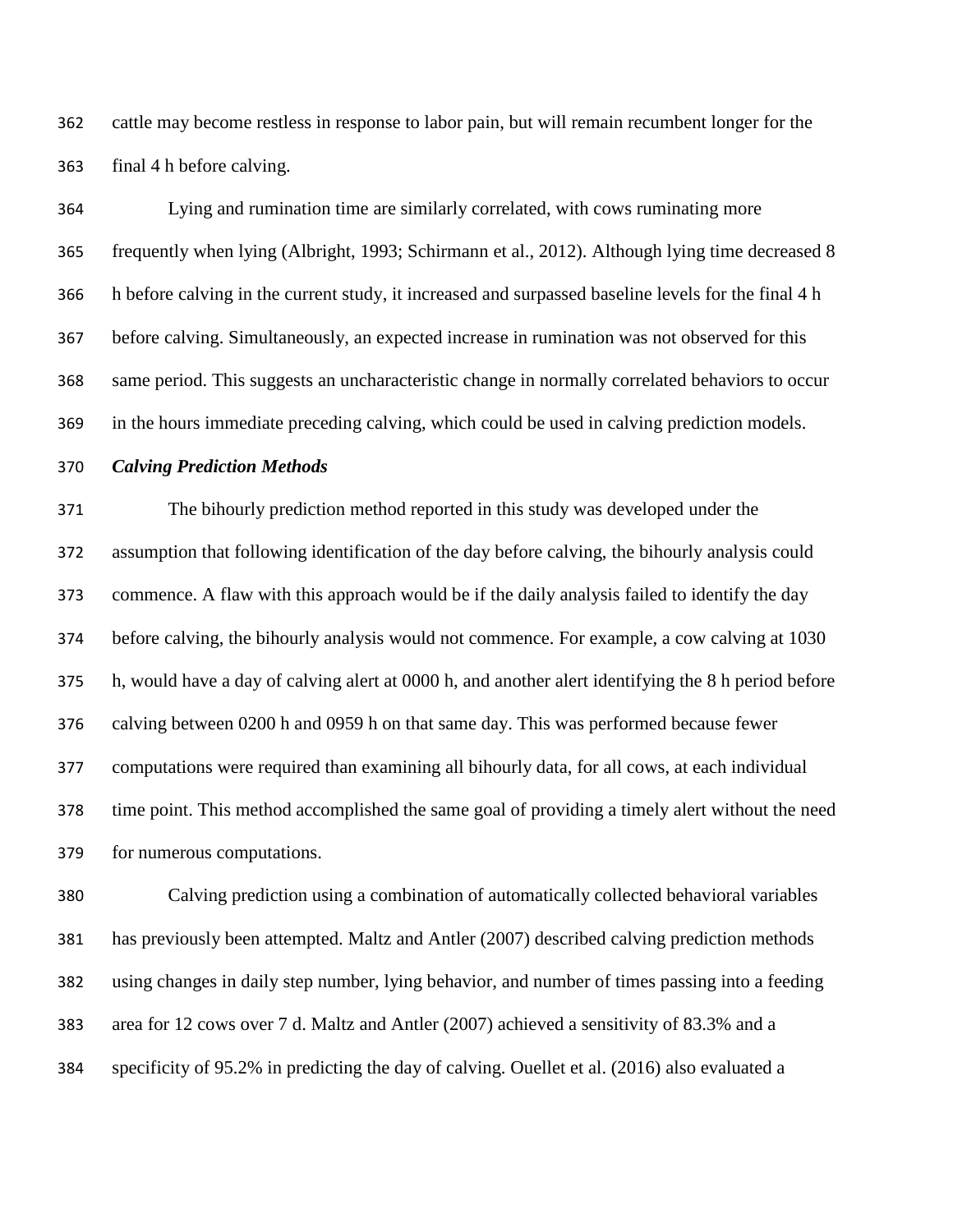cattle may become restless in response to labor pain, but will remain recumbent longer for the final 4 h before calving.

Lying and rumination time are similarly correlated, with cows ruminating more frequently when lying (Albright, 1993; Schirmann et al., 2012). Although lying time decreased 8 h before calving in the current study, it increased and surpassed baseline levels for the final 4 h before calving. Simultaneously, an expected increase in rumination was not observed for this same period. This suggests an uncharacteristic change in normally correlated behaviors to occur in the hours immediate preceding calving, which could be used in calving prediction models.

***Calving Prediction Methods***

The bihourly prediction method reported in this study was developed under the assumption that following identification of the day before calving, the bihourly analysis could commence. A flaw with this approach would be if the daily analysis failed to identify the day before calving, the bihourly analysis would not commence. For example, a cow calving at 1030 h, would have a day of calving alert at 0000 h, and another alert identifying the 8 h period before calving between 0200 h and 0959 h on that same day. This was performed because fewer computations were required than examining all bihourly data, for all cows, at each individual time point. This method accomplished the same goal of providing a timely alert without the need for numerous computations.

Calving prediction using a combination of automatically collected behavioral variables has previously been attempted. Maltz and Antler (2007) described calving prediction methods using changes in daily step number, lying behavior, and number of times passing into a feeding area for 12 cows over 7 d. Maltz and Antler (2007) achieved a sensitivity of 83.3% and a specificity of 95.2% in predicting the day of calving. Ouellet et al. (2016) also evaluated a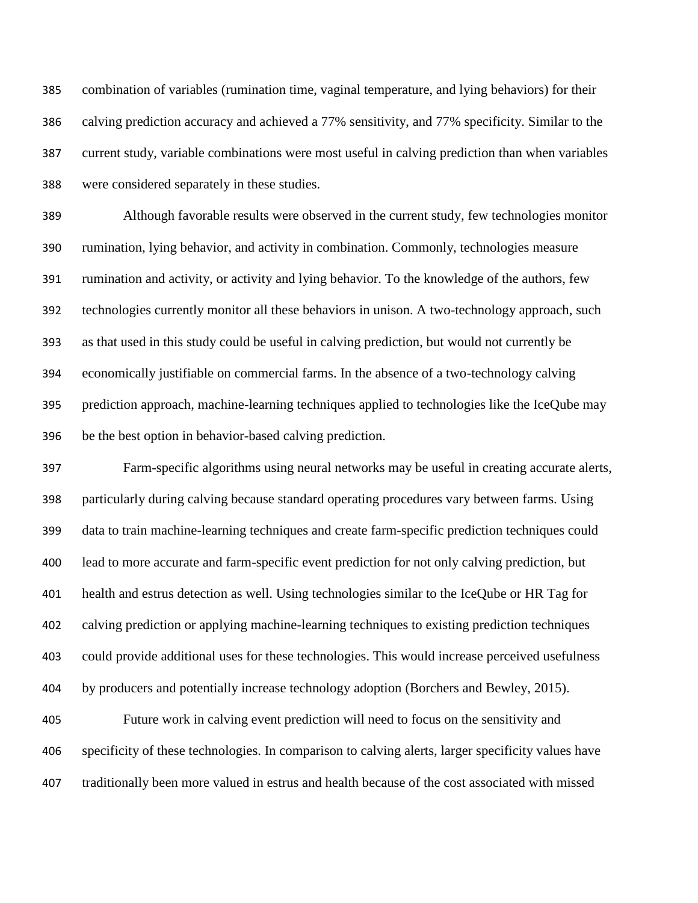combination of variables (rumination time, vaginal temperature, and lying behaviors) for their calving prediction accuracy and achieved a 77% sensitivity, and 77% specificity. Similar to the current study, variable combinations were most useful in calving prediction than when variables were considered separately in these studies.

Although favorable results were observed in the current study, few technologies monitor rumination, lying behavior, and activity in combination. Commonly, technologies measure rumination and activity, or activity and lying behavior. To the knowledge of the authors, few technologies currently monitor all these behaviors in unison. A two-technology approach, such as that used in this study could be useful in calving prediction, but would not currently be economically justifiable on commercial farms. In the absence of a two-technology calving prediction approach, machine-learning techniques applied to technologies like the IceQube may be the best option in behavior-based calving prediction.

Farm-specific algorithms using neural networks may be useful in creating accurate alerts, particularly during calving because standard operating procedures vary between farms. Using data to train machine-learning techniques and create farm-specific prediction techniques could lead to more accurate and farm-specific event prediction for not only calving prediction, but health and estrus detection as well. Using technologies similar to the IceQube or HR Tag for calving prediction or applying machine-learning techniques to existing prediction techniques could provide additional uses for these technologies. This would increase perceived usefulness by producers and potentially increase technology adoption (Borchers and Bewley, 2015).

Future work in calving event prediction will need to focus on the sensitivity and specificity of these technologies. In comparison to calving alerts, larger specificity values have traditionally been more valued in estrus and health because of the cost associated with missed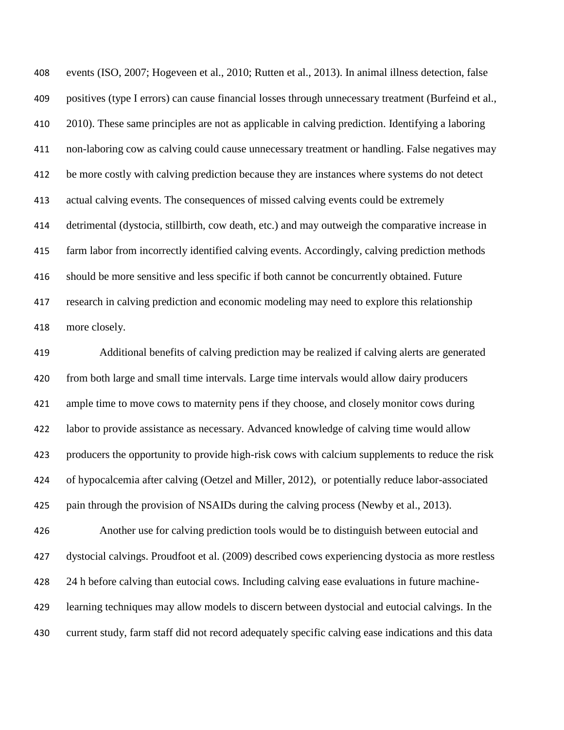events (ISO, 2007; Hogeveen et al., 2010; Rutten et al., 2013). In animal illness detection, false positives (type I errors) can cause financial losses through unnecessary treatment (Burfeind et al., 2010). These same principles are not as applicable in calving prediction. Identifying a laboring non-laboring cow as calving could cause unnecessary treatment or handling. False negatives may be more costly with calving prediction because they are instances where systems do not detect actual calving events. The consequences of missed calving events could be extremely detrimental (dystocia, stillbirth, cow death, etc.) and may outweigh the comparative increase in farm labor from incorrectly identified calving events. Accordingly, calving prediction methods should be more sensitive and less specific if both cannot be concurrently obtained. Future research in calving prediction and economic modeling may need to explore this relationship more closely.

Additional benefits of calving prediction may be realized if calving alerts are generated from both large and small time intervals. Large time intervals would allow dairy producers ample time to move cows to maternity pens if they choose, and closely monitor cows during labor to provide assistance as necessary. Advanced knowledge of calving time would allow producers the opportunity to provide high-risk cows with calcium supplements to reduce the risk of hypocalcemia after calving (Oetzel and Miller, 2012), or potentially reduce labor-associated pain through the provision of NSAIDs during the calving process (Newby et al., 2013).

Another use for calving prediction tools would be to distinguish between eutocial and dystocial calvings. Proudfoot et al. (2009) described cows experiencing dystocia as more restless 24 h before calving than eutocial cows. Including calving ease evaluations in future machine-learning techniques may allow models to discern between dystocial and eutocial calvings. In the current study, farm staff did not record adequately specific calving ease indications and this data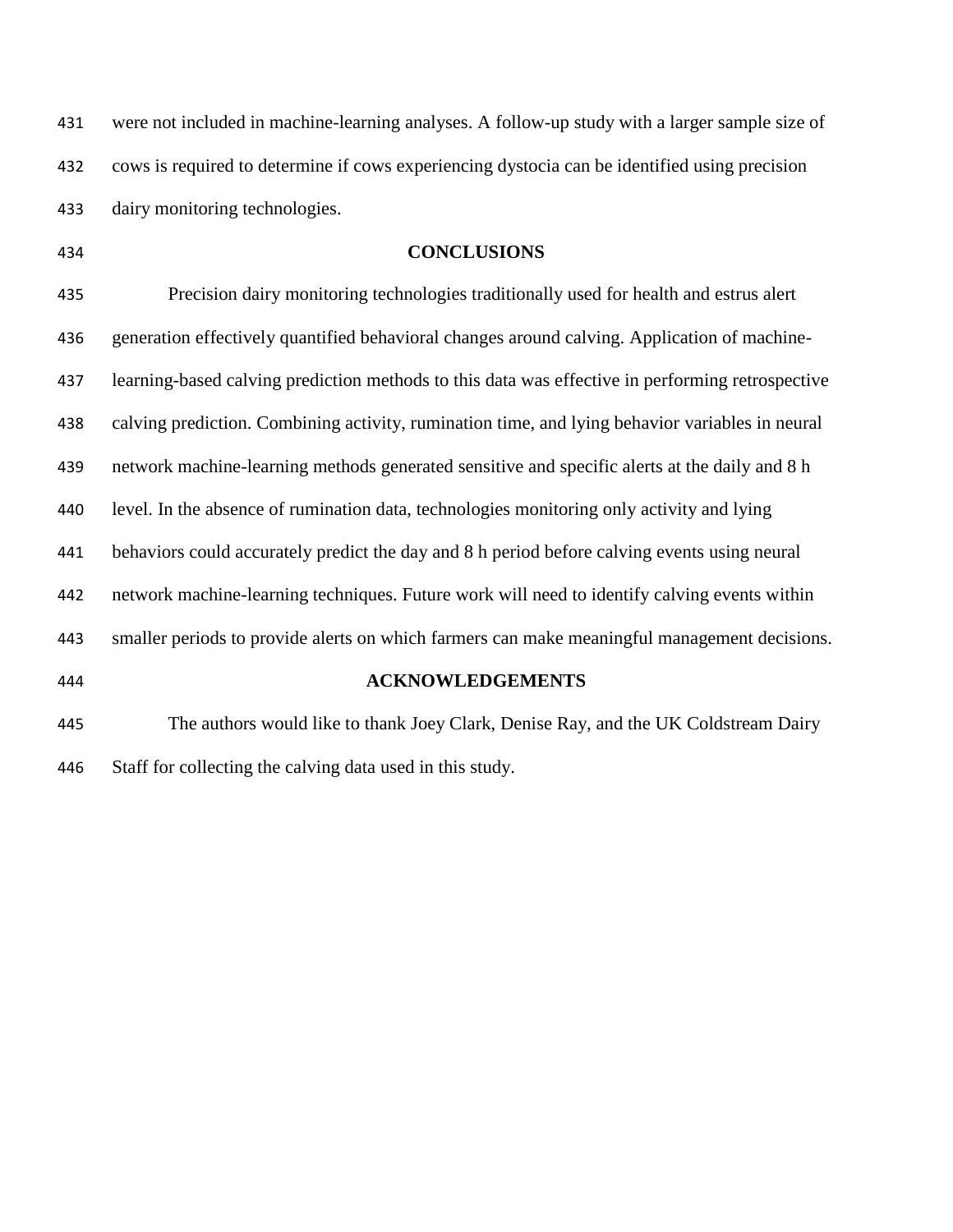were not included in machine-learning analyses. A follow-up study with a larger sample size of cows is required to determine if cows experiencing dystocia can be identified using precision dairy monitoring technologies.

## CONCLUSIONS

Precision dairy monitoring technologies traditionally used for health and estrus alert generation effectively quantified behavioral changes around calving. Application of machine-learning-based calving prediction methods to this data was effective in performing retrospective calving prediction. Combining activity, rumination time, and lying behavior variables in neural network machine-learning methods generated sensitive and specific alerts at the daily and 8 h level. In the absence of rumination data, technologies monitoring only activity and lying behaviors could accurately predict the day and 8 h period before calving events using neural network machine-learning techniques. Future work will need to identify calving events within smaller periods to provide alerts on which farmers can make meaningful management decisions.

## ACKNOWLEDGEMENTS

The authors would like to thank Joey Clark, Denise Ray, and the UK Coldstream Dairy Staff for collecting the calving data used in this study.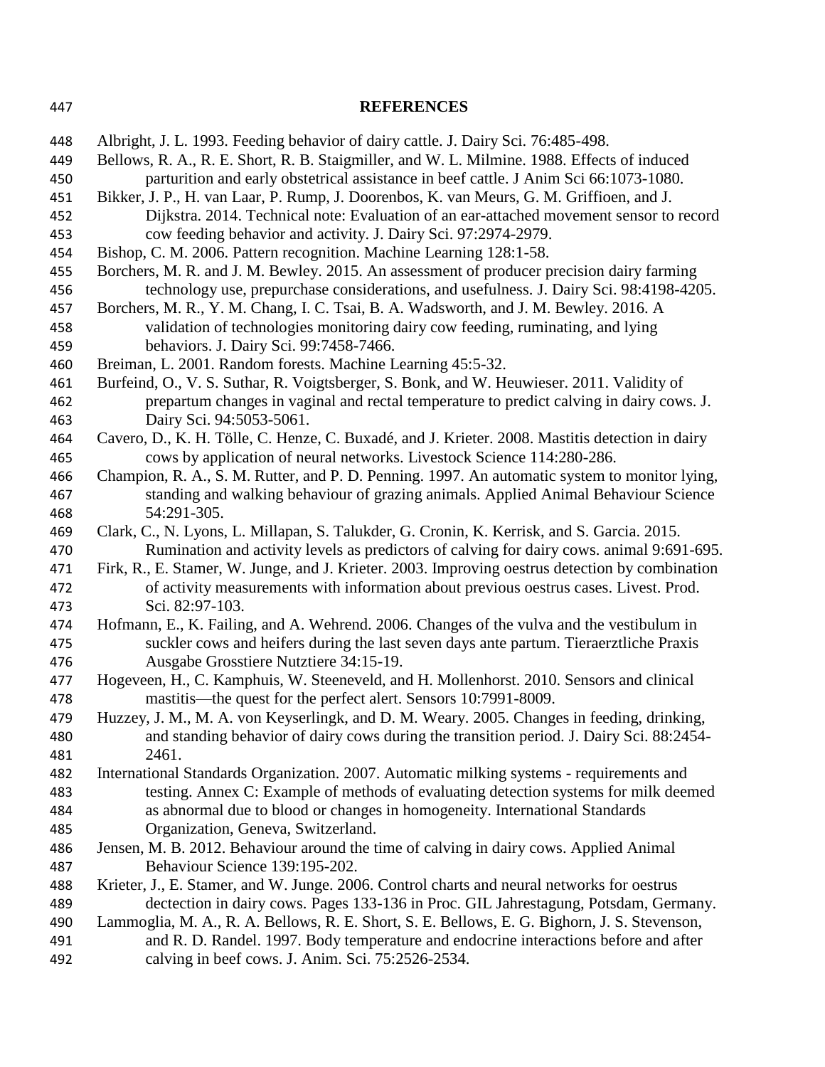## REFERENCES

Albright, J. L. 1993. Feeding behavior of dairy cattle. J. Dairy Sci. 76:485-498.

Bellows, R. A., R. E. Short, R. B. Staigmiller, and W. L. Milmine. 1988. Effects of induced parturition and early obstetrical assistance in beef cattle. J Anim Sci 66:1073-1080.

Bikker, J. P., H. van Laar, P. Rump, J. Doorenbos, K. van Meurs, G. M. Griffioen, and J. Dijkstra. 2014. Technical note: Evaluation of an ear-attached movement sensor to record cow feeding behavior and activity. J. Dairy Sci. 97:2974-2979.

Bishop, C. M. 2006. Pattern recognition. Machine Learning 128:1-58.

Borchers, M. R. and J. M. Bewley. 2015. An assessment of producer precision dairy farming technology use, prepurchase considerations, and usefulness. J. Dairy Sci. 98:4198-4205.

Borchers, M. R., Y. M. Chang, I. C. Tsai, B. A. Wadsworth, and J. M. Bewley. 2016. A validation of technologies monitoring dairy cow feeding, ruminating, and lying behaviors. J. Dairy Sci. 99:7458-7466.

Breiman, L. 2001. Random forests. Machine Learning 45:5-32.

Burfeind, O., V. S. Suthar, R. Voigtsberger, S. Bonk, and W. Heuwieser. 2011. Validity of prepartum changes in vaginal and rectal temperature to predict calving in dairy cows. J. Dairy Sci. 94:5053-5061.

Cavero, D., K. H. Tölle, C. Henze, C. Buxadé, and J. Krieter. 2008. Mastitis detection in dairy cows by application of neural networks. Livestock Science 114:280-286.

Champion, R. A., S. M. Rutter, and P. D. Penning. 1997. An automatic system to monitor lying, standing and walking behaviour of grazing animals. Applied Animal Behaviour Science 54:291-305.

Clark, C., N. Lyons, L. Millapan, S. Talukder, G. Cronin, K. Kerrisk, and S. Garcia. 2015. Rumination and activity levels as predictors of calving for dairy cows. animal 9:691-695.

Firk, R., E. Stamer, W. Junge, and J. Krieter. 2003. Improving oestrus detection by combination of activity measurements with information about previous oestrus cases. Livest. Prod. Sci. 82:97-103.

Hofmann, E., K. Failing, and A. Wehrend. 2006. Changes of the vulva and the vestibulum in suckler cows and heifers during the last seven days ante partum. Tieraerztliche Praxis Ausgabe Grosstiere Nutztiere 34:15-19.

Hogeveen, H., C. Kamphuis, W. Steeneveld, and H. Mollenhorst. 2010. Sensors and clinical mastitis—the quest for the perfect alert. Sensors 10:7991-8009.

Huzzey, J. M., M. A. von Keyserlingk, and D. M. Weary. 2005. Changes in feeding, drinking, and standing behavior of dairy cows during the transition period. J. Dairy Sci. 88:2454-2461.

International Standards Organization. 2007. Automatic milking systems - requirements and testing. Annex C: Example of methods of evaluating detection systems for milk deemed as abnormal due to blood or changes in homogeneity. International Standards Organization, Geneva, Switzerland.

Jensen, M. B. 2012. Behaviour around the time of calving in dairy cows. Applied Animal Behaviour Science 139:195-202.

Krieter, J., E. Stamer, and W. Junge. 2006. Control charts and neural networks for oestrus dectection in dairy cows. Pages 133-136 in Proc. GIL Jahrestagung, Potsdam, Germany.

Lammoglia, M. A., R. A. Bellows, R. E. Short, S. E. Bellows, E. G. Bighorn, J. S. Stevenson, and R. D. Randel. 1997. Body temperature and endocrine interactions before and after calving in beef cows. J. Anim. Sci. 75:2526-2534.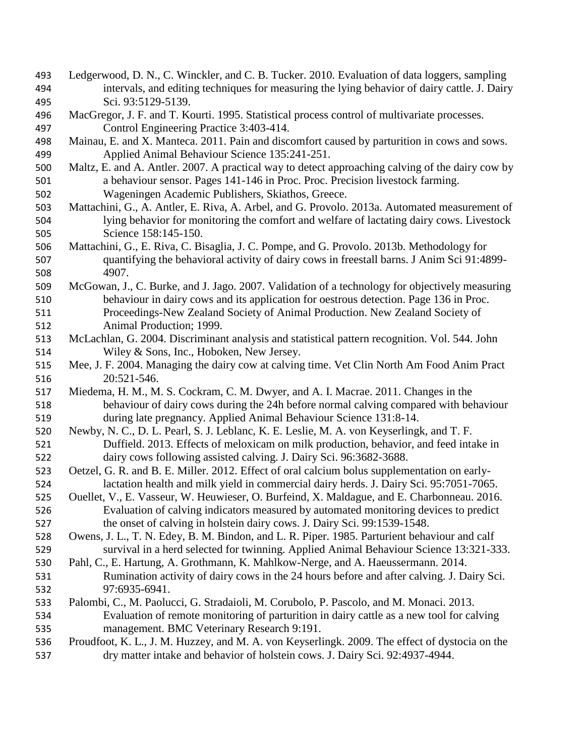Ledgerwood, D. N., C. Winckler, and C. B. Tucker. 2010. Evaluation of data loggers, sampling intervals, and editing techniques for measuring the lying behavior of dairy cattle. J. Dairy Sci. 93:5129-5139.

MacGregor, J. F. and T. Kourti. 1995. Statistical process control of multivariate processes. Control Engineering Practice 3:403-414.

Mainau, E. and X. Manteca. 2011. Pain and discomfort caused by parturition in cows and sows. Applied Animal Behaviour Science 135:241-251.

Maltz, E. and A. Antler. 2007. A practical way to detect approaching calving of the dairy cow by a behaviour sensor. Pages 141-146 in Proc. Proc. Precision livestock farming. Wageningen Academic Publishers, Skiathos, Greece.

Mattachini, G., A. Antler, E. Riva, A. Arbel, and G. Provolo. 2013a. Automated measurement of lying behavior for monitoring the comfort and welfare of lactating dairy cows. Livestock Science 158:145-150.

Mattachini, G., E. Riva, C. Bisaglia, J. C. Pompe, and G. Provolo. 2013b. Methodology for quantifying the behavioral activity of dairy cows in freestall barns. J Anim Sci 91:4899-4907.

McGowan, J., C. Burke, and J. Jago. 2007. Validation of a technology for objectively measuring behaviour in dairy cows and its application for oestrous detection. Page 136 in Proc. Proceedings-New Zealand Society of Animal Production. New Zealand Society of Animal Production; 1999.

McLachlan, G. 2004. Discriminant analysis and statistical pattern recognition. Vol. 544. John Wiley & Sons, Inc., Hoboken, New Jersey.

Mee, J. F. 2004. Managing the dairy cow at calving time. Vet Clin North Am Food Anim Pract 20:521-546.

Miedema, H. M., M. S. Cockram, C. M. Dwyer, and A. I. Macrae. 2011. Changes in the behaviour of dairy cows during the 24h before normal calving compared with behaviour during late pregnancy. Applied Animal Behaviour Science 131:8-14.

Newby, N. C., D. L. Pearl, S. J. Leblanc, K. E. Leslie, M. A. von Keyserlingk, and T. F. Duffield. 2013. Effects of meloxicam on milk production, behavior, and feed intake in dairy cows following assisted calving. J. Dairy Sci. 96:3682-3688.

Oetzel, G. R. and B. E. Miller. 2012. Effect of oral calcium bolus supplementation on early-lactation health and milk yield in commercial dairy herds. J. Dairy Sci. 95:7051-7065.

Ouellet, V., E. Vasseur, W. Heuwieser, O. Burfeind, X. Maldague, and E. Charbonneau. 2016. Evaluation of calving indicators measured by automated monitoring devices to predict the onset of calving in holstein dairy cows. J. Dairy Sci. 99:1539-1548.

Owens, J. L., T. N. Edey, B. M. Bindon, and L. R. Piper. 1985. Parturient behaviour and calf survival in a herd selected for twinning. Applied Animal Behaviour Science 13:321-333.

Pahl, C., E. Hartung, A. Grothmann, K. Mahlkow-Nerge, and A. Haeussermann. 2014. Rumination activity of dairy cows in the 24 hours before and after calving. J. Dairy Sci. 97:6935-6941.

Palombi, C., M. Paolucci, G. Stradaioli, M. Corubolo, P. Pascolo, and M. Monaci. 2013. Evaluation of remote monitoring of parturition in dairy cattle as a new tool for calving management. BMC Veterinary Research 9:191.

Proudfoot, K. L., J. M. Huzzey, and M. A. von Keyserlingk. 2009. The effect of dystocia on the dry matter intake and behavior of holstein cows. J. Dairy Sci. 92:4937-4944.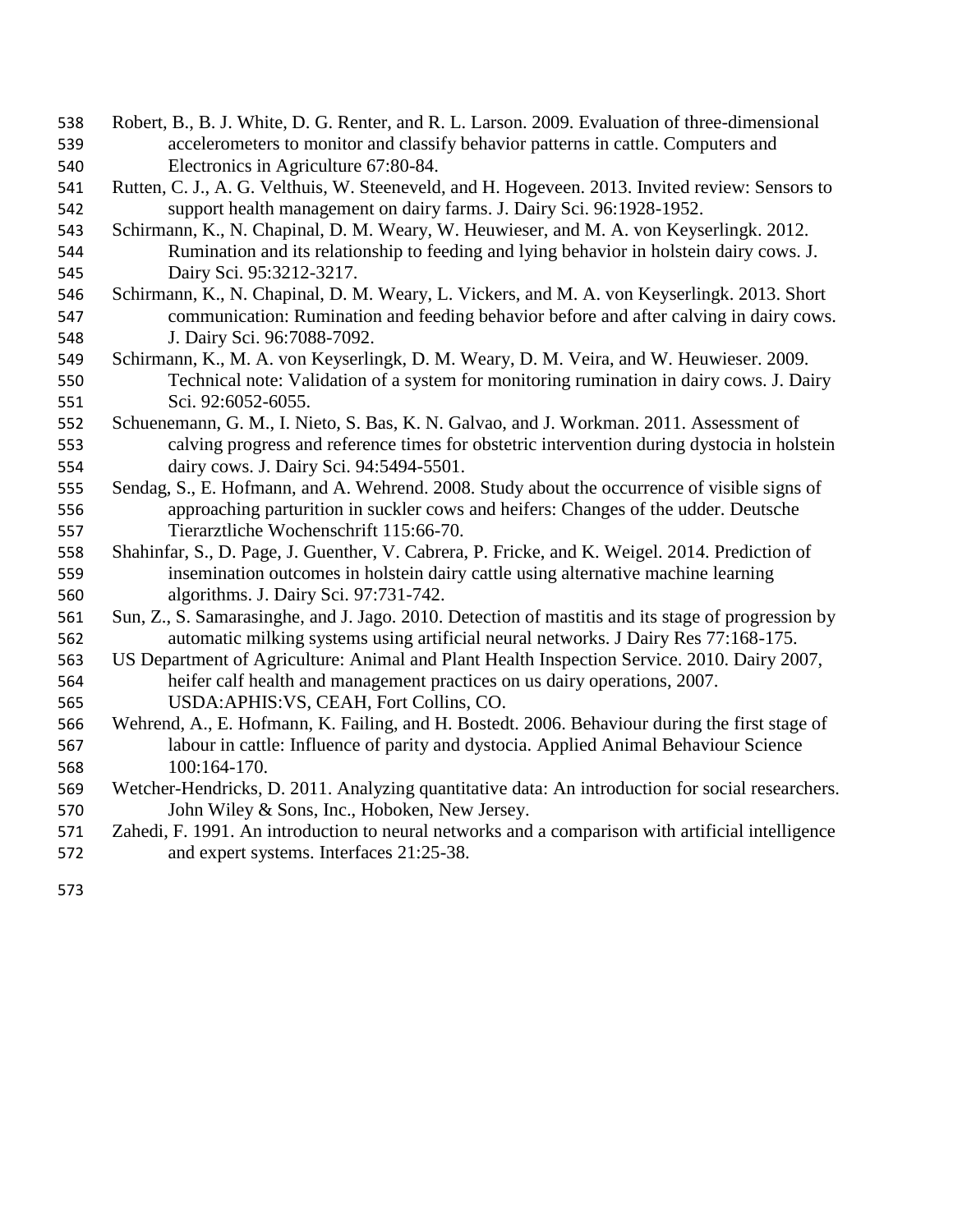Robert, B., B. J. White, D. G. Renter, and R. L. Larson. 2009. Evaluation of three-dimensional accelerometers to monitor and classify behavior patterns in cattle. Computers and Electronics in Agriculture 67:80-84.

Rutten, C. J., A. G. Velthuis, W. Steeneveld, and H. Hogeveen. 2013. Invited review: Sensors to support health management on dairy farms. J. Dairy Sci. 96:1928-1952.

Schirmann, K., N. Chapinal, D. M. Weary, W. Heuwieser, and M. A. von Keyserlingk. 2012. Rumination and its relationship to feeding and lying behavior in holstein dairy cows. J. Dairy Sci. 95:3212-3217.

Schirmann, K., N. Chapinal, D. M. Weary, L. Vickers, and M. A. von Keyserlingk. 2013. Short communication: Rumination and feeding behavior before and after calving in dairy cows. J. Dairy Sci. 96:7088-7092.

Schirmann, K., M. A. von Keyserlingk, D. M. Weary, D. M. Veira, and W. Heuwieser. 2009. Technical note: Validation of a system for monitoring rumination in dairy cows. J. Dairy Sci. 92:6052-6055.

Schuenemann, G. M., I. Nieto, S. Bas, K. N. Galvao, and J. Workman. 2011. Assessment of calving progress and reference times for obstetric intervention during dystocia in holstein dairy cows. J. Dairy Sci. 94:5494-5501.

Sendag, S., E. Hofmann, and A. Wehrend. 2008. Study about the occurrence of visible signs of approaching parturition in suckler cows and heifers: Changes of the udder. Deutsche Tierarztliche Wochenschrift 115:66-70.

Shahinfar, S., D. Page, J. Guenther, V. Cabrera, P. Fricke, and K. Weigel. 2014. Prediction of insemination outcomes in holstein dairy cattle using alternative machine learning algorithms. J. Dairy Sci. 97:731-742.

Sun, Z., S. Samarasinghe, and J. Jago. 2010. Detection of mastitis and its stage of progression by automatic milking systems using artificial neural networks. J Dairy Res 77:168-175.

US Department of Agriculture: Animal and Plant Health Inspection Service. 2010. Dairy 2007, heifer calf health and management practices on us dairy operations, 2007. USDA:APHIS:VS, CEAH, Fort Collins, CO.

Wehrend, A., E. Hofmann, K. Failing, and H. Bostedt. 2006. Behaviour during the first stage of labour in cattle: Influence of parity and dystocia. Applied Animal Behaviour Science 100:164-170.

Wetcher-Hendricks, D. 2011. Analyzing quantitative data: An introduction for social researchers. John Wiley & Sons, Inc., Hoboken, New Jersey.

Zahedi, F. 1991. An introduction to neural networks and a comparison with artificial intelligence and expert systems. Interfaces 21:25-38.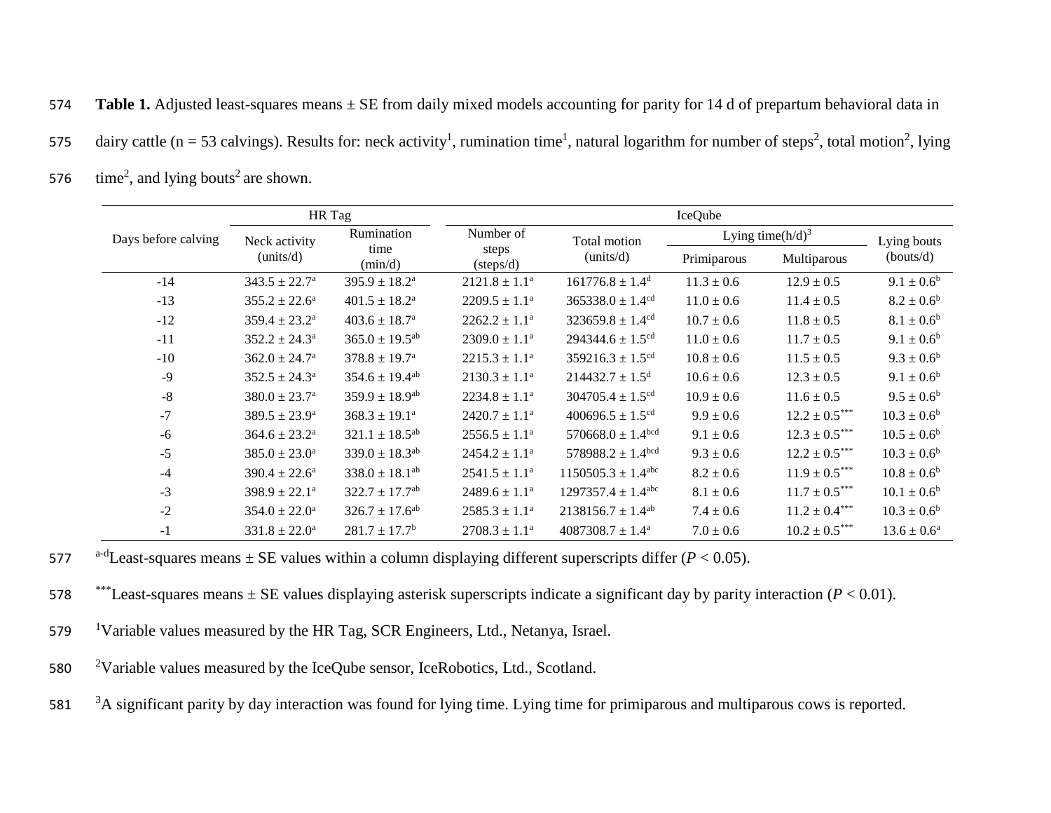**Table 1.** Adjusted least-squares means ± SE from daily mixed models accounting for parity for 14 d of prepartum behavioral data in dairy cattle (n = 53 calvings). Results for: neck activity[1], rumination time[1], natural logarithm for number of steps[2], total motion[2], lying time[2], and lying bouts[2] are shown.

| Days before calving | HR Tag | | IceQube | | | | |
|---|---|---|---|---|---|---|---|
| | Neck activity (units/d) | Rumination time (min/d) | Number of steps (steps/d) | Total motion (units/d) | Lying time(h/d)[3] | | Lying bouts (bouts/d) |
| | | | | | Primiparous | Multiparous | |
| -14 | 343.5 ± 22.7[a] | 395.9 ± 18.2[a] | 2121.8 ± 1.1[a] | 161776.8 ± 1.4[d] | 11.3 ± 0.6 | 12.9 ± 0.5 | 9.1 ± 0.6[b] |
| -13 | 355.2 ± 22.6[a] | 401.5 ± 18.2[a] | 2209.5 ± 1.1[a] | 365338.0 ± 1.4[cd] | 11.0 ± 0.6 | 11.4 ± 0.5 | 8.2 ± 0.6[b] |
| -12 | 359.4 ± 23.2[a] | 403.6 ± 18.7[a] | 2262.2 ± 1.1[a] | 323659.8 ± 1.4[cd] | 10.7 ± 0.6 | 11.8 ± 0.5 | 8.1 ± 0.6[b] |
| -11 | 352.2 ± 24.3[a] | 365.0 ± 19.5[ab] | 2309.0 ± 1.1[a] | 294344.6 ± 1.5[cd] | 11.0 ± 0.6 | 11.7 ± 0.5 | 9.1 ± 0.6[b] |
| -10 | 362.0 ± 24.7[a] | 378.8 ± 19.7[a] | 2215.3 ± 1.1[a] | 359216.3 ± 1.5[cd] | 10.8 ± 0.6 | 11.5 ± 0.5 | 9.3 ± 0.6[b] |
| -9 | 352.5 ± 24.3[a] | 354.6 ± 19.4[ab] | 2130.3 ± 1.1[a] | 214432.7 ± 1.5[d] | 10.6 ± 0.6 | 12.3 ± 0.5 | 9.1 ± 0.6[b] |
| -8 | 380.0 ± 23.7[a] | 359.9 ± 18.9[ab] | 2234.8 ± 1.1[a] | 304705.4 ± 1.5[cd] | 10.9 ± 0.6 | 11.6 ± 0.5 | 9.5 ± 0.6[b] |
| -7 | 389.5 ± 23.9[a] | 368.3 ± 19.1[a] | 2420.7 ± 1.1[a] | 400696.5 ± 1.5[cd] | 9.9 ± 0.6 | 12.2 ± 0.5*** | 10.3 ± 0.6[b] |
| -6 | 364.6 ± 23.2[a] | 321.1 ± 18.5[ab] | 2556.5 ± 1.1[a] | 570668.0 ± 1.4[bcd] | 9.1 ± 0.6 | 12.3 ± 0.5*** | 10.5 ± 0.6[b] |
| -5 | 385.0 ± 23.0[a] | 339.0 ± 18.3[ab] | 2454.2 ± 1.1[a] | 578988.2 ± 1.4[bcd] | 9.3 ± 0.6 | 12.2 ± 0.5*** | 10.3 ± 0.6[b] |
| -4 | 390.4 ± 22.6[a] | 338.0 ± 18.1[ab] | 2541.5 ± 1.1[a] | 1150505.3 ± 1.4[abc] | 8.2 ± 0.6 | 11.9 ± 0.5*** | 10.8 ± 0.6[b] |
| -3 | 398.9 ± 22.1[a] | 322.7 ± 17.7[ab] | 2489.6 ± 1.1[a] | 1297357.4 ± 1.4[abc] | 8.1 ± 0.6 | 11.7 ± 0.5*** | 10.1 ± 0.6[b] |
| -2 | 354.0 ± 22.0[a] | 326.7 ± 17.6[ab] | 2585.3 ± 1.1[a] | 2138156.7 ± 1.4[ab] | 7.4 ± 0.6 | 11.2 ± 0.4*** | 10.3 ± 0.6[b] |
| -1 | 331.8 ± 22.0[a] | 281.7 ± 17.7[b] | 2708.3 ± 1.1[a] | 4087308.7 ± 1.4[a] | 7.0 ± 0.6 | 10.2 ± 0.5*** | 13.6 ± 0.6[a] |

[a-d]Least-squares means ± SE values within a column displaying different superscripts differ ($P < 0.05$).

***Least-squares means ± SE values displaying asterisk superscripts indicate a significant day by parity interaction ($P < 0.01$).

[1]Variable values measured by the HR Tag, SCR Engineers, Ltd., Netanya, Israel.

[2]Variable values measured by the IceQube sensor, IceRobotics, Ltd., Scotland.

[3]A significant parity by day interaction was found for lying time. Lying time for primiparous and multiparous cows is reported.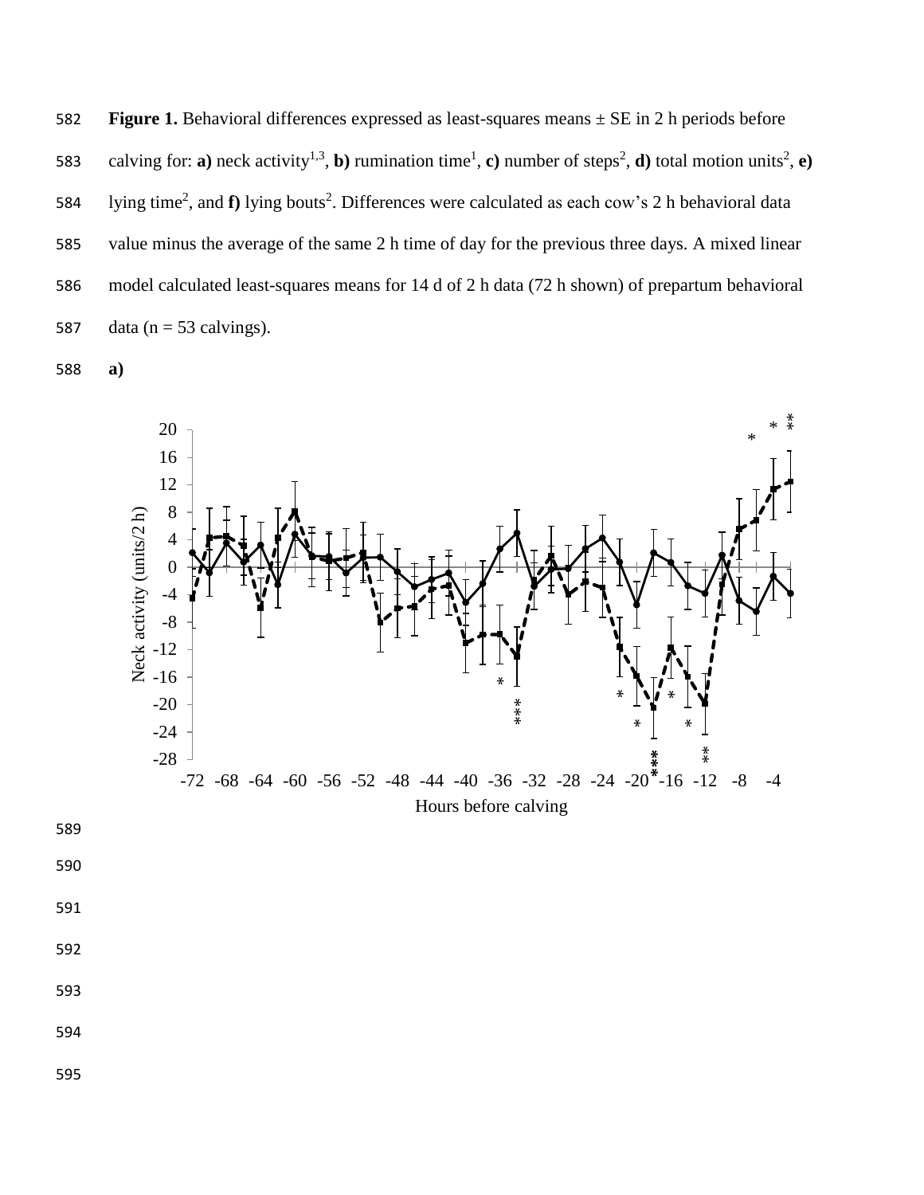**Figure 1.** Behavioral differences expressed as least-squares means ± SE in 2 h periods before calving for: **a)** neck activity[1,3], **b)** rumination time[1], **c)** number of steps[2], **d)** total motion units[2], **e)** lying time[2], and **f)** lying bouts[2]. Differences were calculated as each cow's 2 h behavioral data value minus the average of the same 2 h time of day for the previous three days. A mixed linear model calculated least-squares means for 14 d of 2 h data (72 h shown) of prepartum behavioral data (n = 53 calvings).

**a)**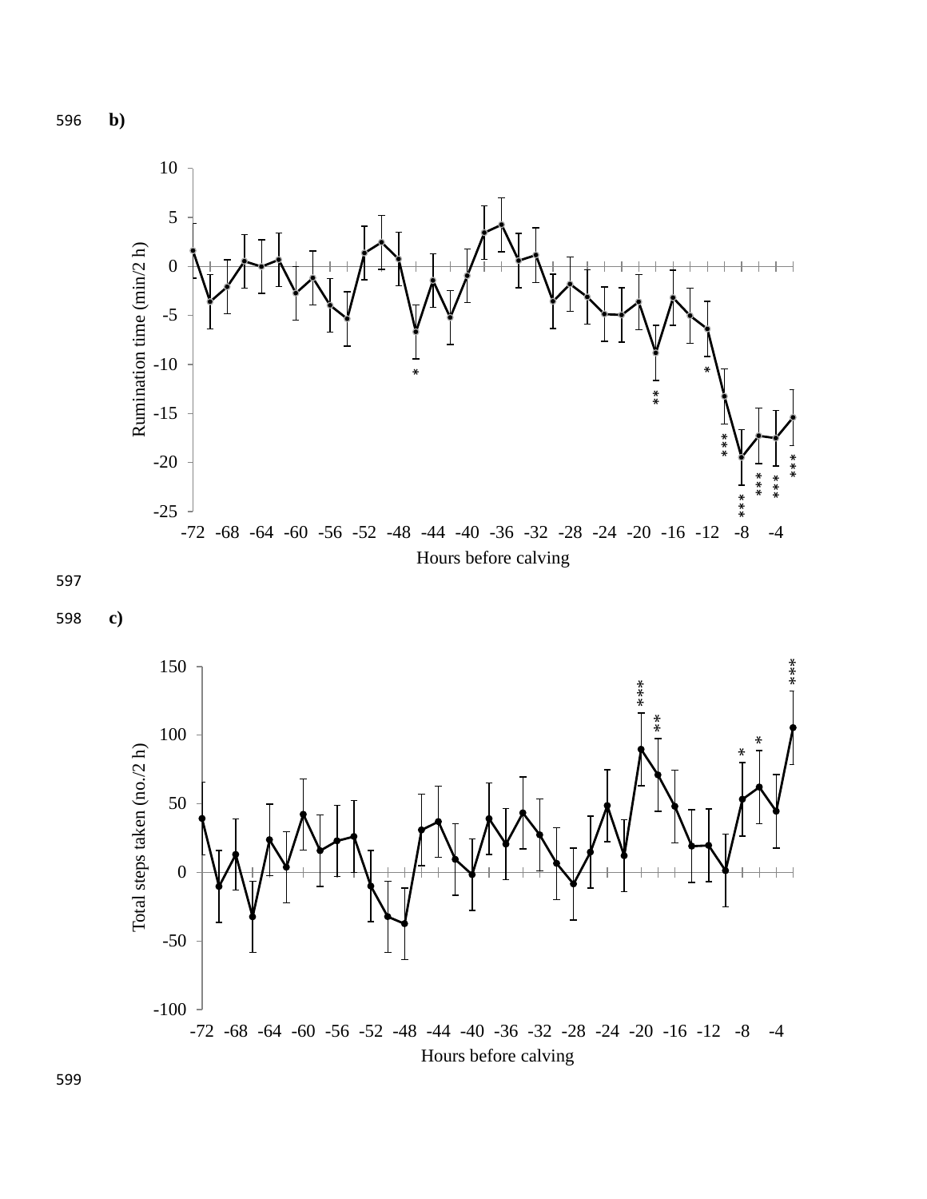b)

c)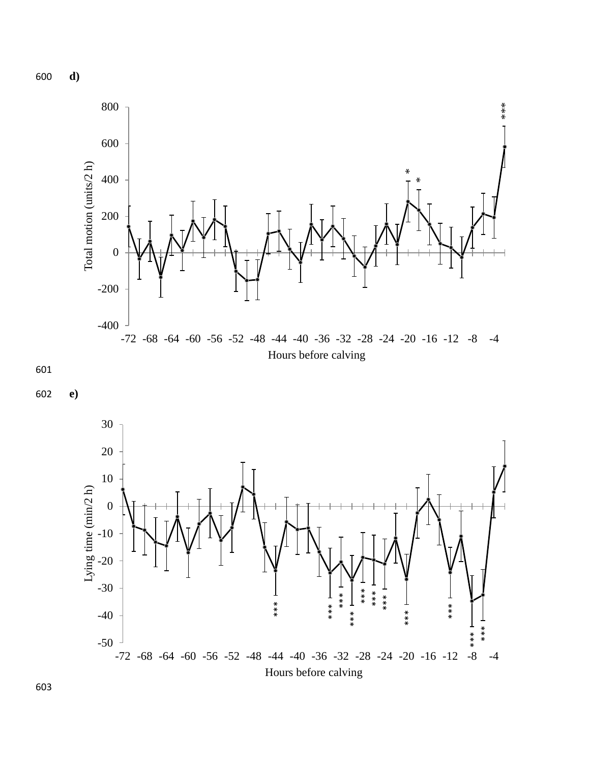600 **d)**

601

602 **e)**

603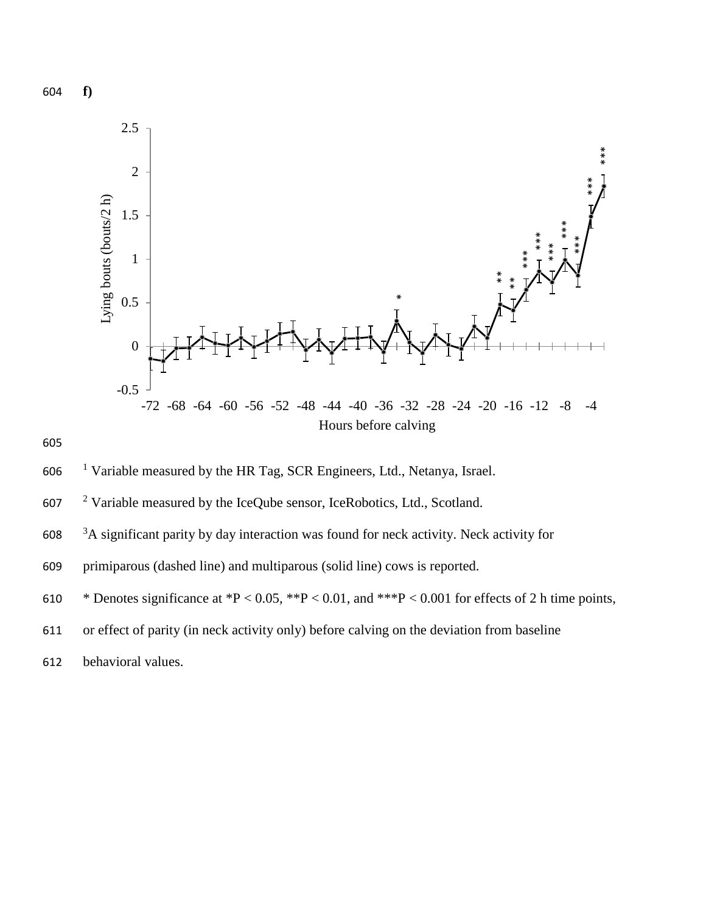f)

1 Variable measured by the HR Tag, SCR Engineers, Ltd., Netanya, Israel.

2 Variable measured by the IceQube sensor, IceRobotics, Ltd., Scotland.

3A significant parity by day interaction was found for neck activity. Neck activity for primiparous (dashed line) and multiparous (solid line) cows is reported.

* Denotes significance at *P < 0.05, **P < 0.01, and ***P < 0.001 for effects of 2 h time points, or effect of parity (in neck activity only) before calving on the deviation from baseline behavioral values.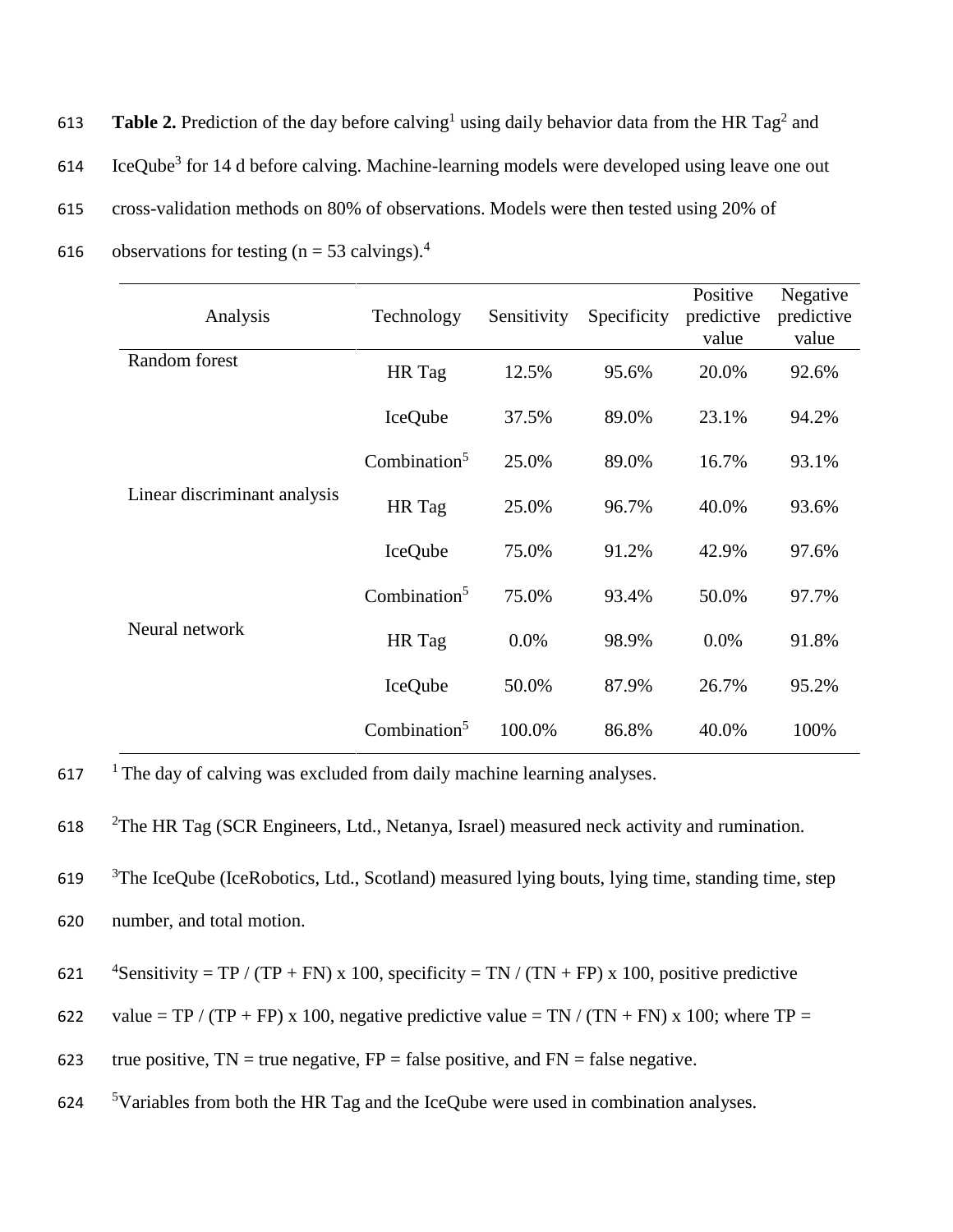**Table 2.** Prediction of the day before calving[1] using daily behavior data from the HR Tag[2] and IceQube[3] for 14 d before calving. Machine-learning models were developed using leave one out cross-validation methods on 80% of observations. Models were then tested using 20% of observations for testing (n = 53 calvings).[4]

| Analysis | Technology | Sensitivity | Specificity | Positive predictive value | Negative predictive value |
|---|---|---|---|---|---|
| Random forest | HR Tag | 12.5% | 95.6% | 20.0% | 92.6% |
| | IceQube | 37.5% | 89.0% | 23.1% | 94.2% |
| | Combination[5] | 25.0% | 89.0% | 16.7% | 93.1% |
| Linear discriminant analysis | HR Tag | 25.0% | 96.7% | 40.0% | 93.6% |
| | IceQube | 75.0% | 91.2% | 42.9% | 97.6% |
| | Combination[5] | 75.0% | 93.4% | 50.0% | 97.7% |
| Neural network | HR Tag | 0.0% | 98.9% | 0.0% | 91.8% |
| | IceQube | 50.0% | 87.9% | 26.7% | 95.2% |
| | Combination[5] | 100.0% | 86.8% | 40.0% | 100% |

[1] The day of calving was excluded from daily machine learning analyses.

[2] The HR Tag (SCR Engineers, Ltd., Netanya, Israel) measured neck activity and rumination.

[3] The IceQube (IceRobotics, Ltd., Scotland) measured lying bouts, lying time, standing time, step number, and total motion.

[4] Sensitivity = TP / (TP + FN) x 100, specificity = TN / (TN + FP) x 100, positive predictive value = TP / (TP + FP) x 100, negative predictive value = TN / (TN + FN) x 100; where TP = true positive, TN = true negative, FP = false positive, and FN = false negative.

[5] Variables from both the HR Tag and the IceQube were used in combination analyses.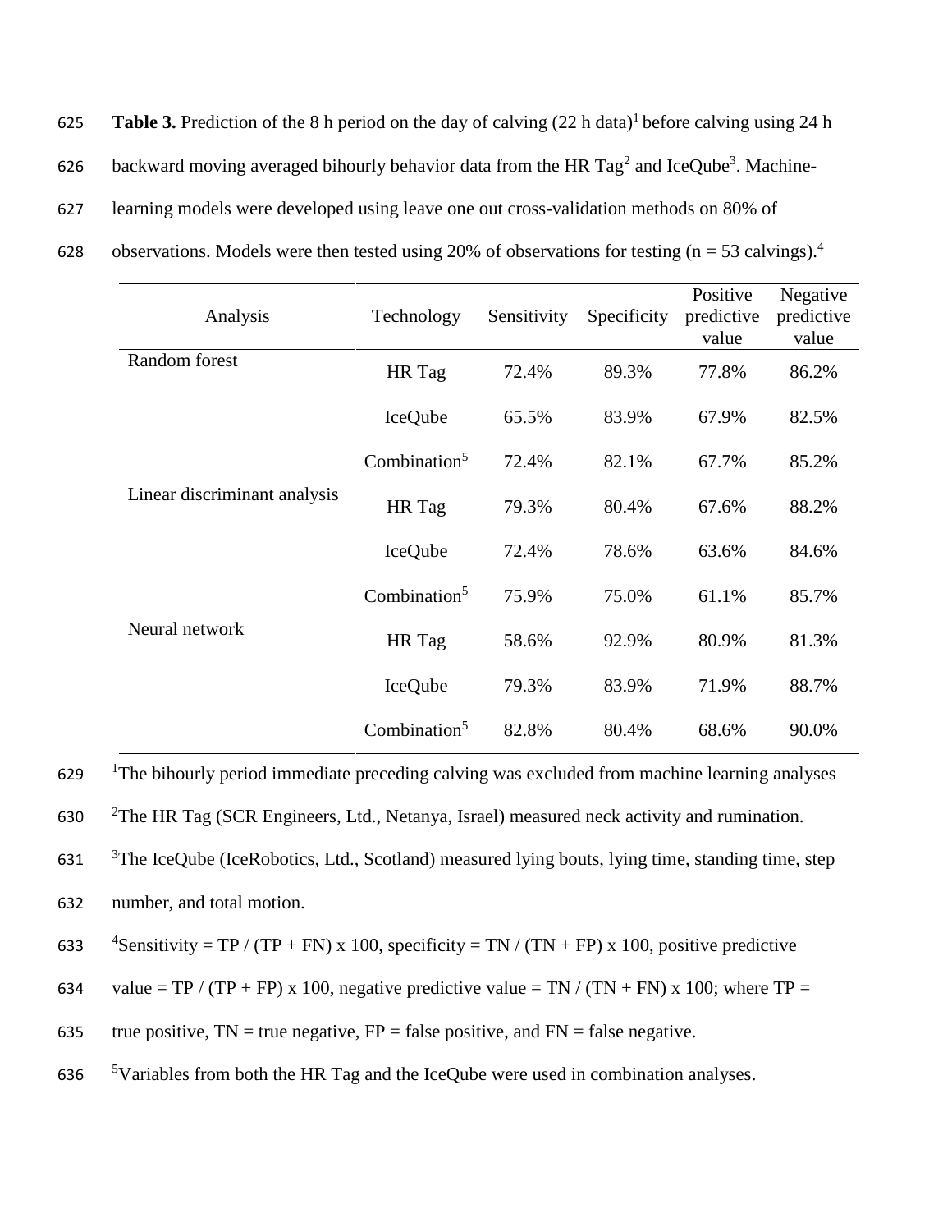**Table 3.** Prediction of the 8 h period on the day of calving (22 h data)[1] before calving using 24 h backward moving averaged bihourly behavior data from the HR Tag[2] and IceQube[3]. Machine-learning models were developed using leave one out cross-validation methods on 80% of observations. Models were then tested using 20% of observations for testing (n = 53 calvings).[4]

| Analysis | Technology | Sensitivity | Specificity | Positive predictive value | Negative predictive value |
|---|---|---|---|---|---|
| Random forest | HR Tag | 72.4% | 89.3% | 77.8% | 86.2% |
| | IceQube | 65.5% | 83.9% | 67.9% | 82.5% |
| | Combination[5] | 72.4% | 82.1% | 67.7% | 85.2% |
| Linear discriminant analysis | HR Tag | 79.3% | 80.4% | 67.6% | 88.2% |
| | IceQube | 72.4% | 78.6% | 63.6% | 84.6% |
| | Combination[5] | 75.9% | 75.0% | 61.1% | 85.7% |
| Neural network | HR Tag | 58.6% | 92.9% | 80.9% | 81.3% |
| | IceQube | 79.3% | 83.9% | 71.9% | 88.7% |
| | Combination[5] | 82.8% | 80.4% | 68.6% | 90.0% |

[1]The bihourly period immediate preceding calving was excluded from machine learning analyses

[2]The HR Tag (SCR Engineers, Ltd., Netanya, Israel) measured neck activity and rumination.

[3]The IceQube (IceRobotics, Ltd., Scotland) measured lying bouts, lying time, standing time, step number, and total motion.

[4]Sensitivity = TP / (TP + FN) x 100, specificity = TN / (TN + FP) x 100, positive predictive value = TP / (TP + FP) x 100, negative predictive value = TN / (TN + FN) x 100; where TP = true positive, TN = true negative, FP = false positive, and FN = false negative.

[5]Variables from both the HR Tag and the IceQube were used in combination analyses.